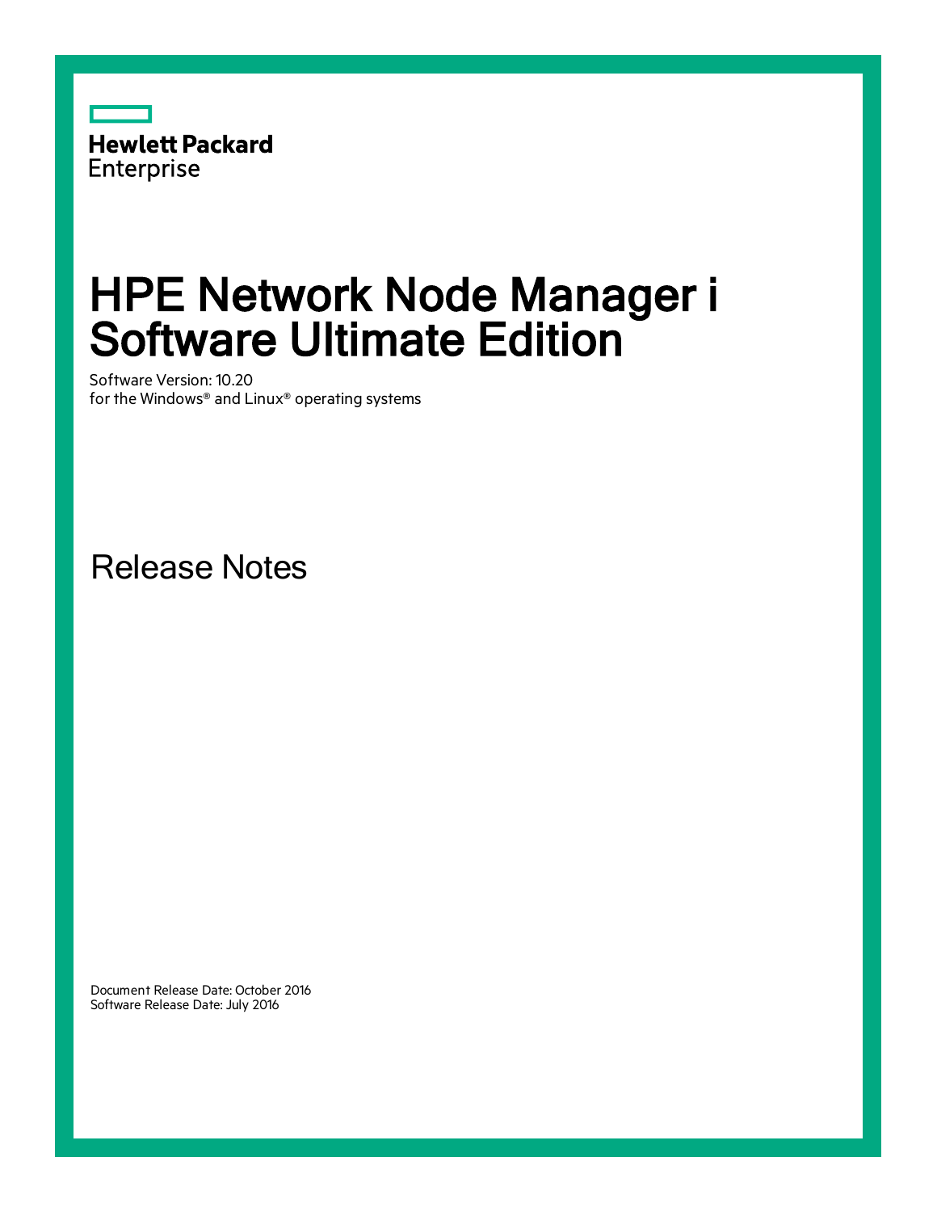Hewlett Packard Enterprise

# HPE Network Node Manager i Software Ultimate Edition

Software Version: 10.20
for the Windows® and Linux® operating systems

## Release Notes

Document Release Date: October 2016
Software Release Date: July 2016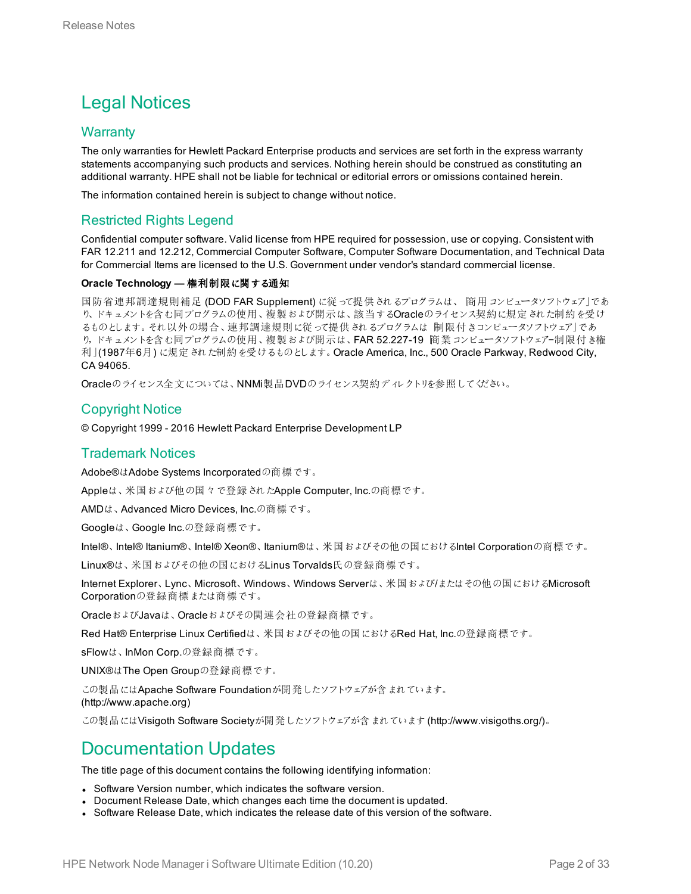# Legal Notices

## Warranty

The only warranties for Hewlett Packard Enterprise products and services are set forth in the express warranty statements accompanying such products and services. Nothing herein should be construed as constituting an additional warranty. HPE shall not be liable for technical or editorial errors or omissions contained herein.

The information contained herein is subject to change without notice.

## Restricted Rights Legend

Confidential computer software. Valid license from HPE required for possession, use or copying. Consistent with FAR 12.211 and 12.212, Commercial Computer Software, Computer Software Documentation, and Technical Data for Commercial Items are licensed to the U.S. Government under vendor's standard commercial license.

**Oracle Technology — 権利制限に関する通知**

国防省連邦調達規則補足 (DOD FAR Supplement) に従って提供されるプログラムは、「商用コンピュータソフトウェア」であり、ドキュメントを含む同プログラムの使用、複製および開示は、該当するOracleのライセンス契約に規定された制約を受けるものとします。それ以外の場合、連邦調達規則に従って提供されるプログラムは「制限付きコンピュータソフトウェア」であり、ドキュメントを含む同プログラムの使用、複製および開示は、FAR 52.227-19「商業コンピュータソフトウェア–制限付き権利」(1987年6月) に規定された制約を受けるものとします。Oracle America, Inc., 500 Oracle Parkway, Redwood City, CA 94065.

Oracleのライセンス全文については、NNMi製品DVDのライセンス契約ディレクトリを参照してください。

## Copyright Notice

© Copyright 1999 - 2016 Hewlett Packard Enterprise Development LP

## Trademark Notices

Adobe®はAdobe Systems Incorporatedの商標です。

Appleは、米国および他の国々で登録されたApple Computer, Inc.の商標です。

AMDは、Advanced Micro Devices, Inc.の商標です。

Googleは、Google Inc.の登録商標です。

Intel®、Intel® Itanium®、Intel® Xeon®、Itanium®は、米国およびその他の国におけるIntel Corporationの商標です。

Linux®は、米国およびその他の国におけるLinus Torvalds氏の登録商標です。

Internet Explorer、Lync、Microsoft、Windows、Windows Serverは、米国および/またはその他の国におけるMicrosoft Corporationの登録商標または商標です。

OracleおよびJavaは、Oracleおよびその関連会社の登録商標です。

Red Hat® Enterprise Linux Certifiedは、米国およびその他の国におけるRed Hat, Inc.の登録商標です。

sFlowは、InMon Corp.の登録商標です。

UNIX®はThe Open Groupの登録商標です。

この製品にはApache Software Foundationが開発したソフトウェアが含まれています。
(http://www.apache.org)

この製品にはVisigoth Software Societyが開発したソフトウェアが含まれています (http://www.visigoths.org/)。

# Documentation Updates

The title page of this document contains the following identifying information:

- Software Version number, which indicates the software version.
- Document Release Date, which changes each time the document is updated.
- Software Release Date, which indicates the release date of this version of the software.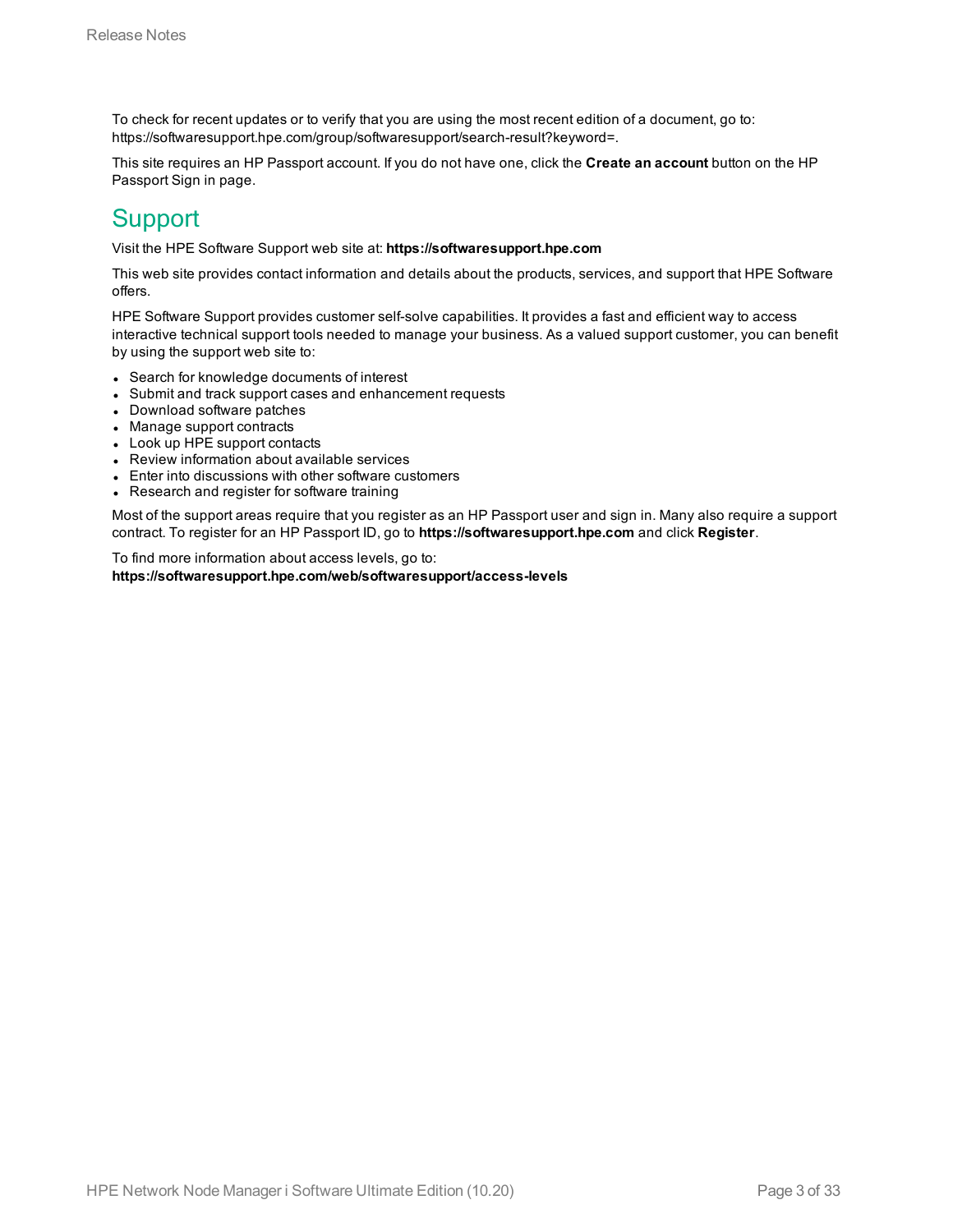To check for recent updates or to verify that you are using the most recent edition of a document, go to: https://softwaresupport.hpe.com/group/softwaresupport/search-result?keyword=.

This site requires an HP Passport account. If you do not have one, click the **Create an account** button on the HP Passport Sign in page.

## Support

Visit the HPE Software Support web site at: **https://softwaresupport.hpe.com**

This web site provides contact information and details about the products, services, and support that HPE Software offers.

HPE Software Support provides customer self-solve capabilities. It provides a fast and efficient way to access interactive technical support tools needed to manage your business. As a valued support customer, you can benefit by using the support web site to:

- Search for knowledge documents of interest
- Submit and track support cases and enhancement requests
- Download software patches
- Manage support contracts
- Look up HPE support contacts
- Review information about available services
- Enter into discussions with other software customers
- Research and register for software training

Most of the support areas require that you register as an HP Passport user and sign in. Many also require a support contract. To register for an HP Passport ID, go to **https://softwaresupport.hpe.com** and click **Register**.

To find more information about access levels, go to:
**https://softwaresupport.hpe.com/web/softwaresupport/access-levels**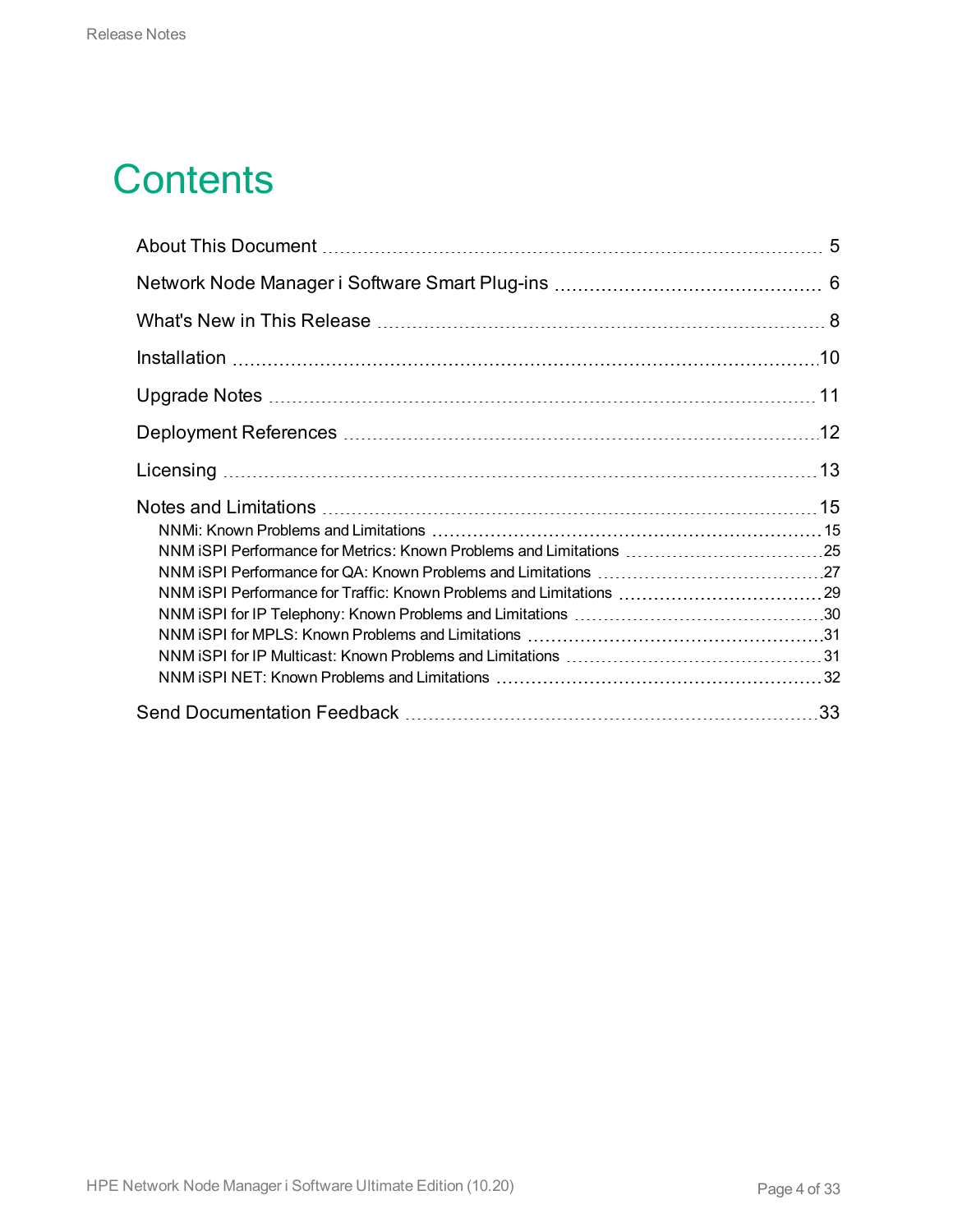# Contents

- About This Document ... 5
- Network Node Manager i Software Smart Plug-ins ... 6
- What's New in This Release ... 8
- Installation ... 10
- Upgrade Notes ... 11
- Deployment References ... 12
- Licensing ... 13
- Notes and Limitations ... 15
  - NNMi: Known Problems and Limitations ... 15
  - NNM iSPI Performance for Metrics: Known Problems and Limitations ... 25
  - NNM iSPI Performance for QA: Known Problems and Limitations ... 27
  - NNM iSPI Performance for Traffic: Known Problems and Limitations ... 29
  - NNM iSPI for IP Telephony: Known Problems and Limitations ... 30
  - NNM iSPI for MPLS: Known Problems and Limitations ... 31
  - NNM iSPI for IP Multicast: Known Problems and Limitations ... 31
  - NNM iSPI NET: Known Problems and Limitations ... 32
- Send Documentation Feedback ... 33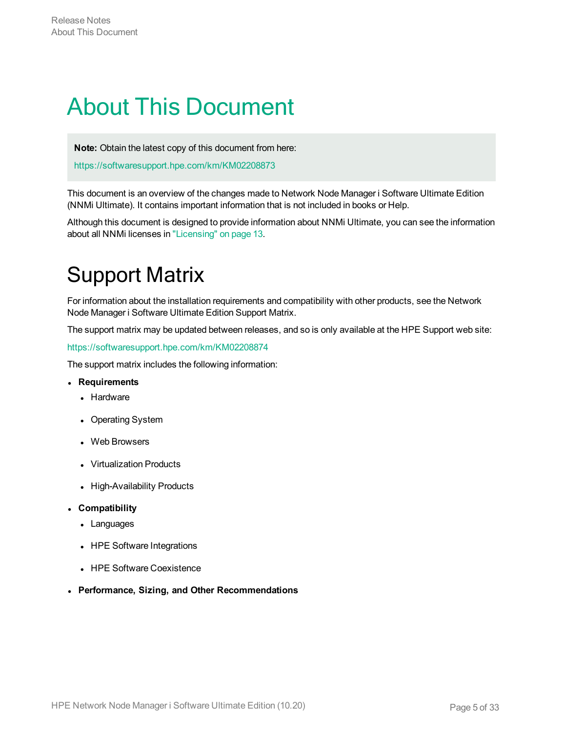# About This Document

**Note:** Obtain the latest copy of this document from here:

https://softwaresupport.hpe.com/km/KM02208873

This document is an overview of the changes made to Network Node Manager i Software Ultimate Edition (NNMi Ultimate). It contains important information that is not included in books or Help.

Although this document is designed to provide information about NNMi Ultimate, you can see the information about all NNMi licenses in "Licensing" on page 13.

# Support Matrix

For information about the installation requirements and compatibility with other products, see the Network Node Manager i Software Ultimate Edition Support Matrix.

The support matrix may be updated between releases, and so is only available at the HPE Support web site:

https://softwaresupport.hpe.com/km/KM02208874

The support matrix includes the following information:

- **Requirements**
  - Hardware
  - Operating System
  - Web Browsers
  - Virtualization Products
  - High-Availability Products
- **Compatibility**
  - Languages
  - HPE Software Integrations
  - HPE Software Coexistence
- **Performance, Sizing, and Other Recommendations**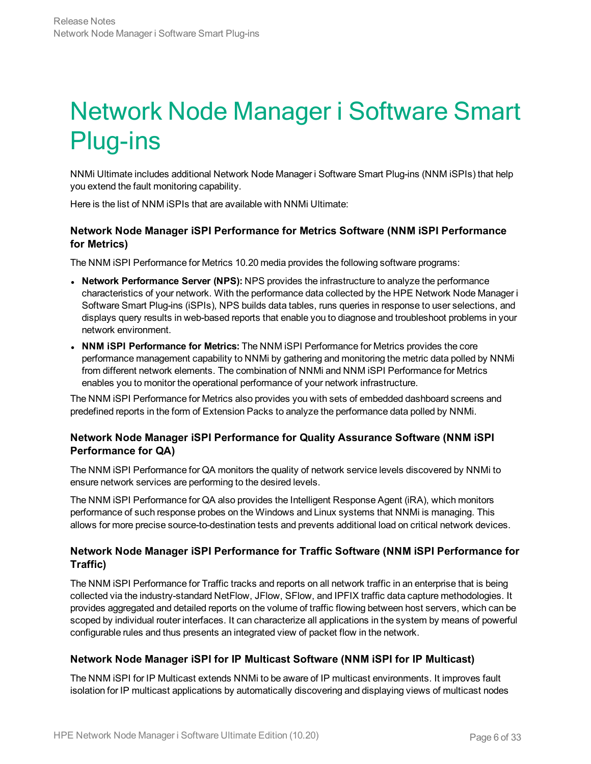# Network Node Manager i Software Smart Plug-ins

NNMi Ultimate includes additional Network Node Manager i Software Smart Plug-ins (NNM iSPIs) that help you extend the fault monitoring capability.

Here is the list of NNM iSPIs that are available with NNMi Ultimate:

### Network Node Manager iSPI Performance for Metrics Software (NNM iSPI Performance for Metrics)

The NNM iSPI Performance for Metrics 10.20 media provides the following software programs:

- **Network Performance Server (NPS):** NPS provides the infrastructure to analyze the performance characteristics of your network. With the performance data collected by the HPE Network Node Manager i Software Smart Plug-ins (iSPIs), NPS builds data tables, runs queries in response to user selections, and displays query results in web-based reports that enable you to diagnose and troubleshoot problems in your network environment.
- **NNM iSPI Performance for Metrics:** The NNM iSPI Performance for Metrics provides the core performance management capability to NNMi by gathering and monitoring the metric data polled by NNMi from different network elements. The combination of NNMi and NNM iSPI Performance for Metrics enables you to monitor the operational performance of your network infrastructure.

The NNM iSPI Performance for Metrics also provides you with sets of embedded dashboard screens and predefined reports in the form of Extension Packs to analyze the performance data polled by NNMi.

### Network Node Manager iSPI Performance for Quality Assurance Software (NNM iSPI Performance for QA)

The NNM iSPI Performance for QA monitors the quality of network service levels discovered by NNMi to ensure network services are performing to the desired levels.

The NNM iSPI Performance for QA also provides the Intelligent Response Agent (iRA), which monitors performance of such response probes on the Windows and Linux systems that NNMi is managing. This allows for more precise source-to-destination tests and prevents additional load on critical network devices.

### Network Node Manager iSPI Performance for Traffic Software (NNM iSPI Performance for Traffic)

The NNM iSPI Performance for Traffic tracks and reports on all network traffic in an enterprise that is being collected via the industry-standard NetFlow, JFlow, SFlow, and IPFIX traffic data capture methodologies. It provides aggregated and detailed reports on the volume of traffic flowing between host servers, which can be scoped by individual router interfaces. It can characterize all applications in the system by means of powerful configurable rules and thus presents an integrated view of packet flow in the network.

### Network Node Manager iSPI for IP Multicast Software (NNM iSPI for IP Multicast)

The NNM iSPI for IP Multicast extends NNMi to be aware of IP multicast environments. It improves fault isolation for IP multicast applications by automatically discovering and displaying views of multicast nodes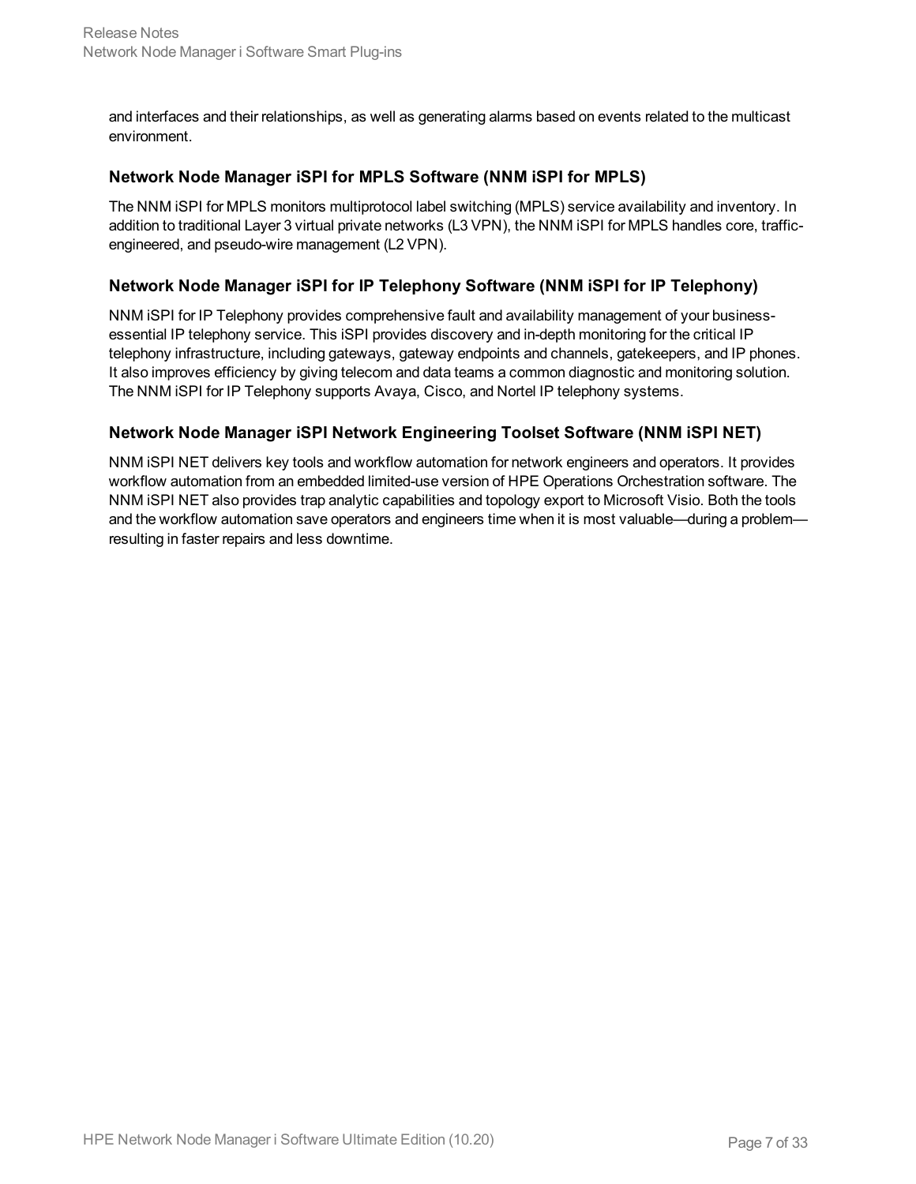and interfaces and their relationships, as well as generating alarms based on events related to the multicast environment.

### Network Node Manager iSPI for MPLS Software (NNM iSPI for MPLS)

The NNM iSPI for MPLS monitors multiprotocol label switching (MPLS) service availability and inventory. In addition to traditional Layer 3 virtual private networks (L3 VPN), the NNM iSPI for MPLS handles core, traffic-engineered, and pseudo-wire management (L2 VPN).

### Network Node Manager iSPI for IP Telephony Software (NNM iSPI for IP Telephony)

NNM iSPI for IP Telephony provides comprehensive fault and availability management of your business-essential IP telephony service. This iSPI provides discovery and in-depth monitoring for the critical IP telephony infrastructure, including gateways, gateway endpoints and channels, gatekeepers, and IP phones. It also improves efficiency by giving telecom and data teams a common diagnostic and monitoring solution. The NNM iSPI for IP Telephony supports Avaya, Cisco, and Nortel IP telephony systems.

### Network Node Manager iSPI Network Engineering Toolset Software (NNM iSPI NET)

NNM iSPI NET delivers key tools and workflow automation for network engineers and operators. It provides workflow automation from an embedded limited-use version of HPE Operations Orchestration software. The NNM iSPI NET also provides trap analytic capabilities and topology export to Microsoft Visio. Both the tools and the workflow automation save operators and engineers time when it is most valuable—during a problem—resulting in faster repairs and less downtime.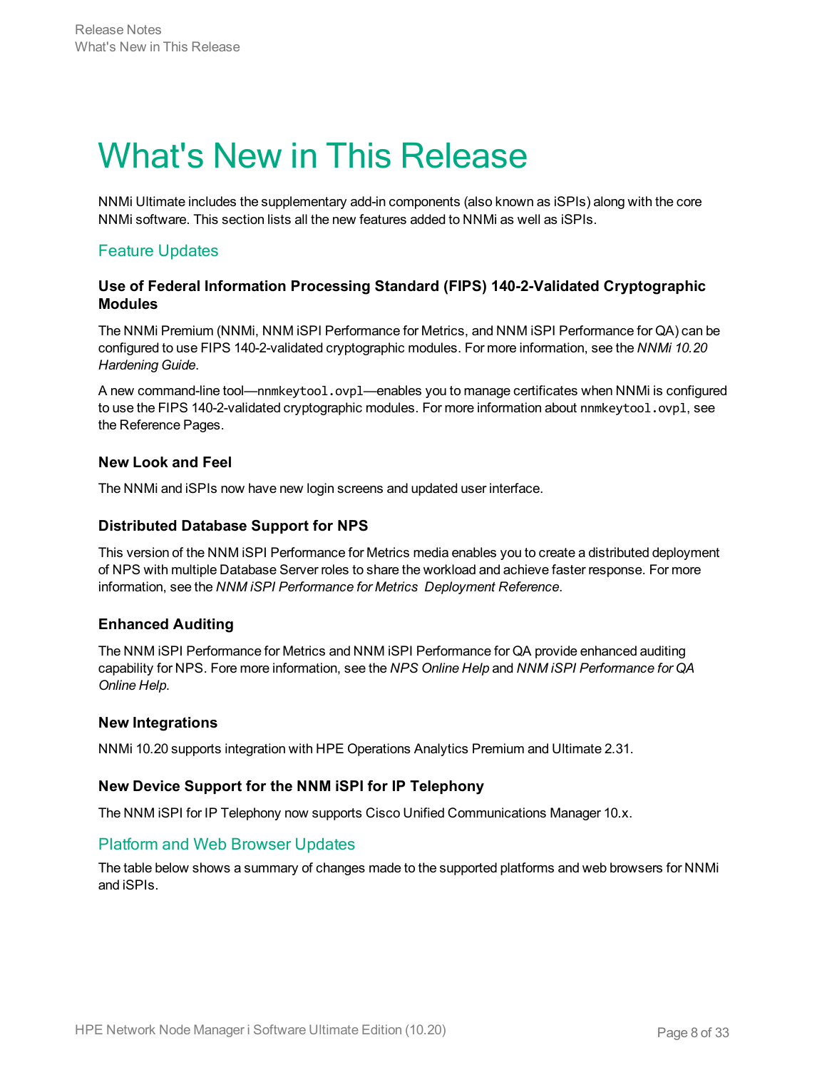# What's New in This Release

NNMi Ultimate includes the supplementary add-in components (also known as iSPIs) along with the core NNMi software. This section lists all the new features added to NNMi as well as iSPIs.

## Feature Updates

### Use of Federal Information Processing Standard (FIPS) 140-2-Validated Cryptographic Modules

The NNMi Premium (NNMi, NNM iSPI Performance for Metrics, and NNM iSPI Performance for QA) can be configured to use FIPS 140-2-validated cryptographic modules. For more information, see the *NNMi 10.20 Hardening Guide*.

A new command-line tool—`nnmkeytool.ovpl`—enables you to manage certificates when NNMi is configured to use the FIPS 140-2-validated cryptographic modules. For more information about `nnmkeytool.ovpl`, see the Reference Pages.

### New Look and Feel

The NNMi and iSPIs now have new login screens and updated user interface.

### Distributed Database Support for NPS

This version of the NNM iSPI Performance for Metrics media enables you to create a distributed deployment of NPS with multiple Database Server roles to share the workload and achieve faster response. For more information, see the *NNM iSPI Performance for Metrics Deployment Reference*.

### Enhanced Auditing

The NNM iSPI Performance for Metrics and NNM iSPI Performance for QA provide enhanced auditing capability for NPS. Fore more information, see the *NPS Online Help* and *NNM iSPI Performance for QA Online Help*.

### New Integrations

NNMi 10.20 supports integration with HPE Operations Analytics Premium and Ultimate 2.31.

### New Device Support for the NNM iSPI for IP Telephony

The NNM iSPI for IP Telephony now supports Cisco Unified Communications Manager 10.x.

## Platform and Web Browser Updates

The table below shows a summary of changes made to the supported platforms and web browsers for NNMi and iSPIs.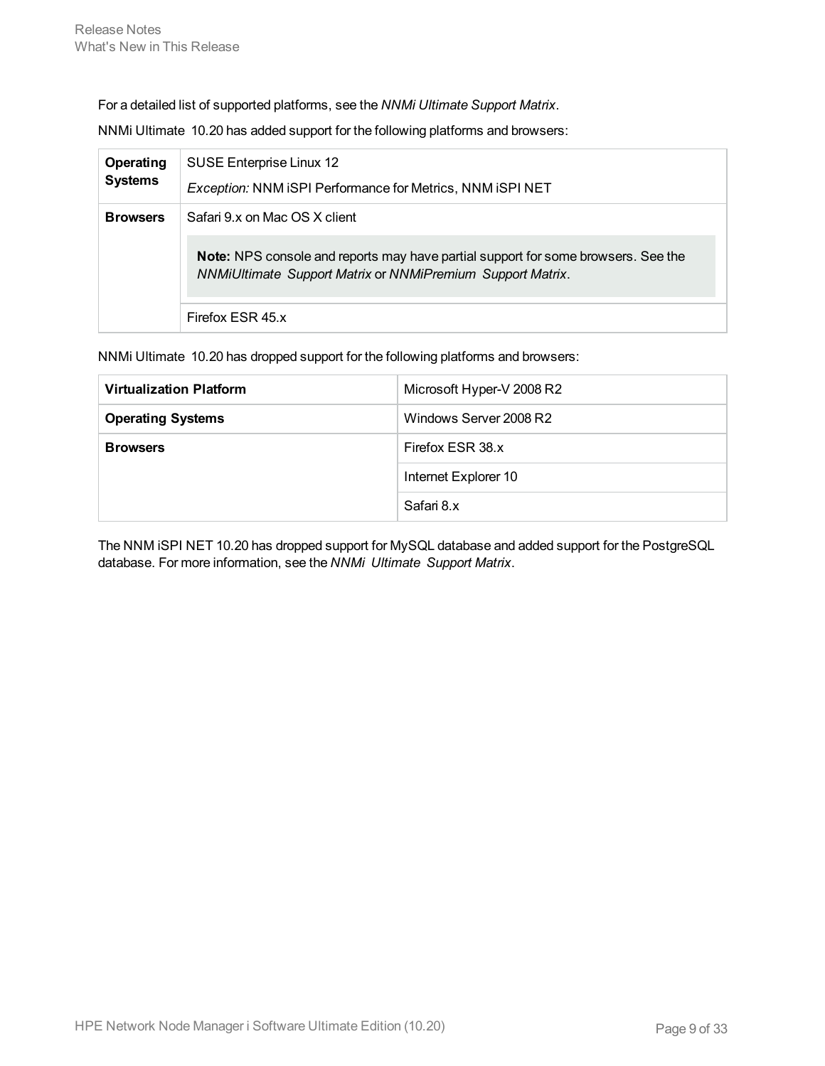For a detailed list of supported platforms, see the *NNMi Ultimate Support Matrix*.

NNMi Ultimate 10.20 has added support for the following platforms and browsers:

| | |
|---|---|
| **Operating Systems** | SUSE Enterprise Linux 12<br>*Exception:* NNM iSPI Performance for Metrics, NNM iSPI NET |
| **Browsers** | Safari 9.x on Mac OS X client<br>**Note:** NPS console and reports may have partial support for some browsers. See the *NNMiUltimate Support Matrix* or *NNMiPremium Support Matrix*. |
| | Firefox ESR 45.x |

NNMi Ultimate 10.20 has dropped support for the following platforms and browsers:

| | |
|---|---|
| **Virtualization Platform** | Microsoft Hyper-V 2008 R2 |
| **Operating Systems** | Windows Server 2008 R2 |
| **Browsers** | Firefox ESR 38.x |
| | Internet Explorer 10 |
| | Safari 8.x |

The NNM iSPI NET 10.20 has dropped support for MySQL database and added support for the PostgreSQL database. For more information, see the *NNMi Ultimate Support Matrix*.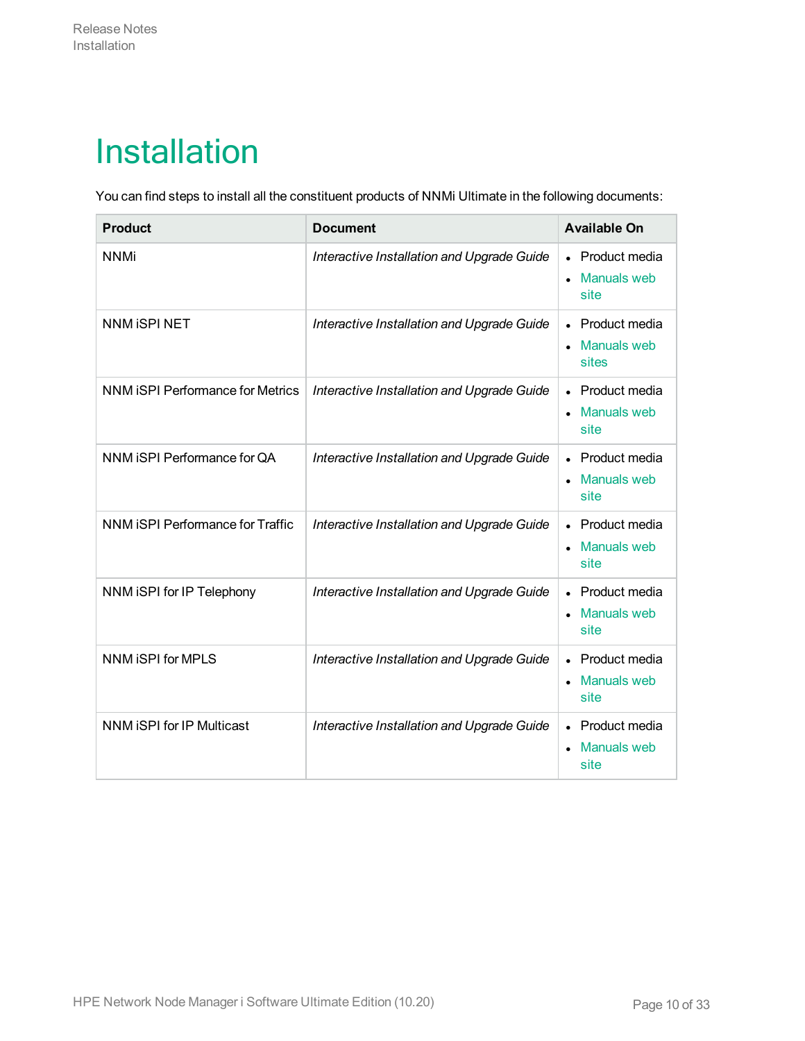# Installation

You can find steps to install all the constituent products of NNMi Ultimate in the following documents:

| Product | Document | Available On |
|---|---|---|
| NNMi | *Interactive Installation and Upgrade Guide* | • Product media<br>• Manuals web site |
| NNM iSPI NET | *Interactive Installation and Upgrade Guide* | • Product media<br>• Manuals web sites |
| NNM iSPI Performance for Metrics | *Interactive Installation and Upgrade Guide* | • Product media<br>• Manuals web site |
| NNM iSPI Performance for QA | *Interactive Installation and Upgrade Guide* | • Product media<br>• Manuals web site |
| NNM iSPI Performance for Traffic | *Interactive Installation and Upgrade Guide* | • Product media<br>• Manuals web site |
| NNM iSPI for IP Telephony | *Interactive Installation and Upgrade Guide* | • Product media<br>• Manuals web site |
| NNM iSPI for MPLS | *Interactive Installation and Upgrade Guide* | • Product media<br>• Manuals web site |
| NNM iSPI for IP Multicast | *Interactive Installation and Upgrade Guide* | • Product media<br>• Manuals web site |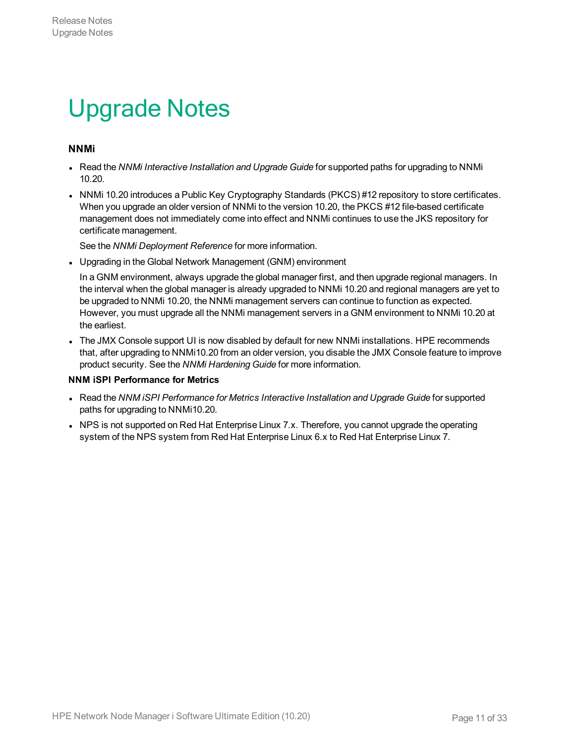# Upgrade Notes

**NNMi**

- Read the *NNMi Interactive Installation and Upgrade Guide* for supported paths for upgrading to NNMi 10.20.
- NNMi 10.20 introduces a Public Key Cryptography Standards (PKCS) #12 repository to store certificates. When you upgrade an older version of NNMi to the version 10.20, the PKCS #12 file-based certificate management does not immediately come into effect and NNMi continues to use the JKS repository for certificate management.

  See the *NNMi Deployment Reference* for more information.
- Upgrading in the Global Network Management (GNM) environment

  In a GNM environment, always upgrade the global manager first, and then upgrade regional managers. In the interval when the global manager is already upgraded to NNMi 10.20 and regional managers are yet to be upgraded to NNMi 10.20, the NNMi management servers can continue to function as expected. However, you must upgrade all the NNMi management servers in a GNM environment to NNMi 10.20 at the earliest.
- The JMX Console support UI is now disabled by default for new NNMi installations. HPE recommends that, after upgrading to NNMi10.20 from an older version, you disable the JMX Console feature to improve product security. See the *NNMi Hardening Guide* for more information.

**NNM iSPI Performance for Metrics**

- Read the *NNM iSPI Performance for Metrics Interactive Installation and Upgrade Guide* for supported paths for upgrading to NNMi10.20.
- NPS is not supported on Red Hat Enterprise Linux 7.x. Therefore, you cannot upgrade the operating system of the NPS system from Red Hat Enterprise Linux 6.x to Red Hat Enterprise Linux 7.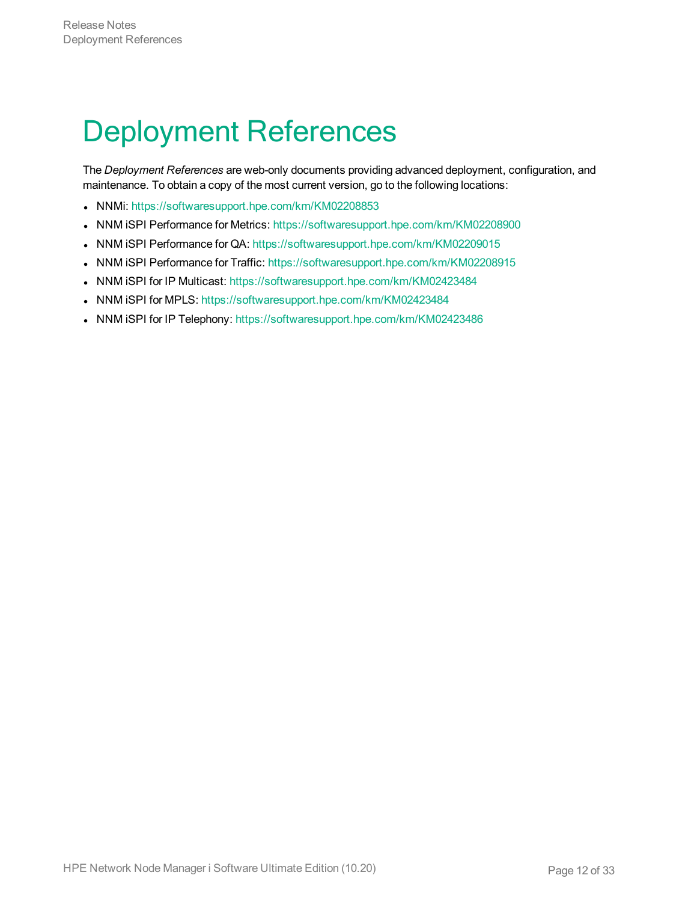# Deployment References

The *Deployment References* are web-only documents providing advanced deployment, configuration, and maintenance. To obtain a copy of the most current version, go to the following locations:

- NNMi: https://softwaresupport.hpe.com/km/KM02208853
- NNM iSPI Performance for Metrics: https://softwaresupport.hpe.com/km/KM02208900
- NNM iSPI Performance for QA: https://softwaresupport.hpe.com/km/KM02209015
- NNM iSPI Performance for Traffic: https://softwaresupport.hpe.com/km/KM02208915
- NNM iSPI for IP Multicast: https://softwaresupport.hpe.com/km/KM02423484
- NNM iSPI for MPLS: https://softwaresupport.hpe.com/km/KM02423484
- NNM iSPI for IP Telephony: https://softwaresupport.hpe.com/km/KM02423486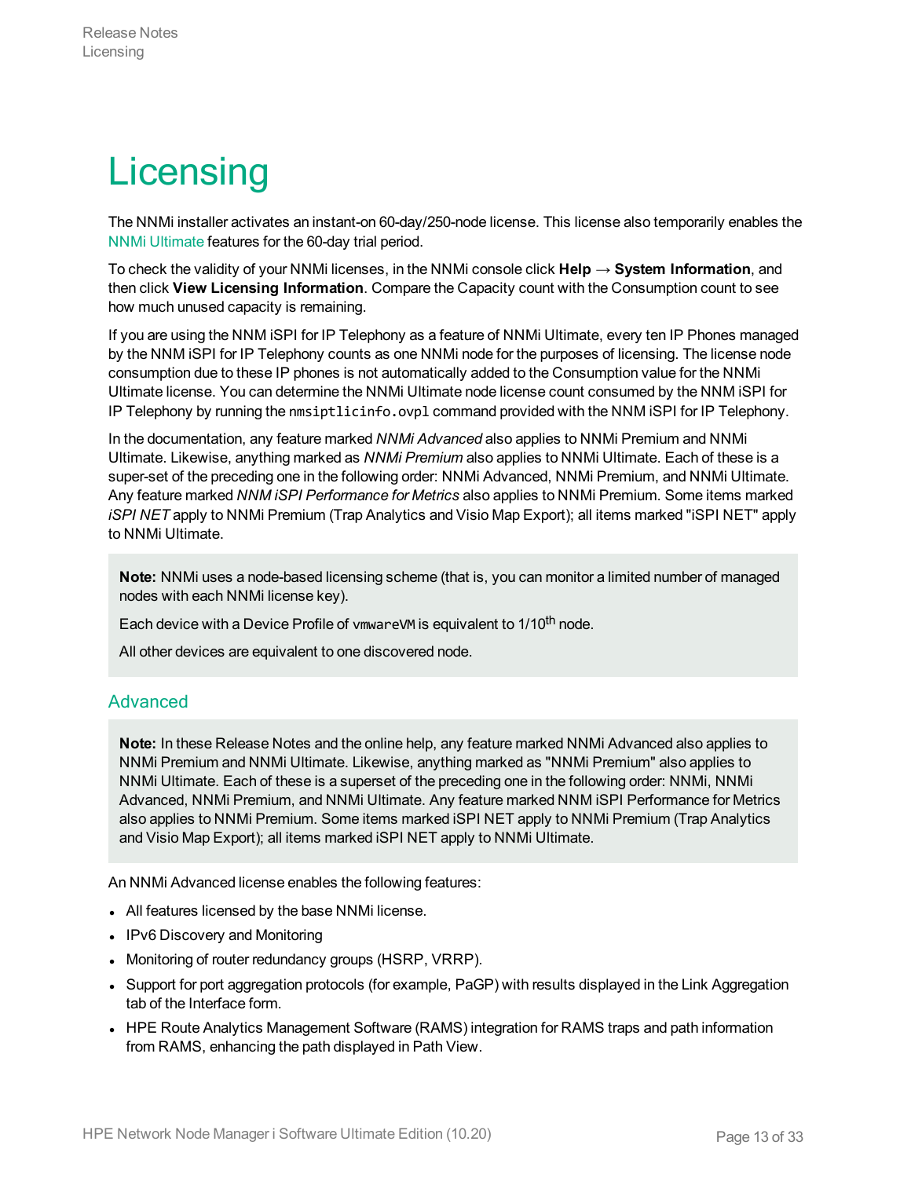# Licensing

The NNMi installer activates an instant-on 60-day/250-node license. This license also temporarily enables the NNMi Ultimate features for the 60-day trial period.

To check the validity of your NNMi licenses, in the NNMi console click **Help → System Information**, and then click **View Licensing Information**. Compare the Capacity count with the Consumption count to see how much unused capacity is remaining.

If you are using the NNM iSPI for IP Telephony as a feature of NNMi Ultimate, every ten IP Phones managed by the NNM iSPI for IP Telephony counts as one NNMi node for the purposes of licensing. The license node consumption due to these IP phones is not automatically added to the Consumption value for the NNMi Ultimate license. You can determine the NNMi Ultimate node license count consumed by the NNM iSPI for IP Telephony by running the `nmsiptlicinfo.ovpl` command provided with the NNM iSPI for IP Telephony.

In the documentation, any feature marked *NNMi Advanced* also applies to NNMi Premium and NNMi Ultimate. Likewise, anything marked as *NNMi Premium* also applies to NNMi Ultimate. Each of these is a super-set of the preceding one in the following order: NNMi Advanced, NNMi Premium, and NNMi Ultimate. Any feature marked *NNM iSPI Performance for Metrics* also applies to NNMi Premium. Some items marked *iSPI NET* apply to NNMi Premium (Trap Analytics and Visio Map Export); all items marked "iSPI NET" apply to NNMi Ultimate.

> **Note:** NNMi uses a node-based licensing scheme (that is, you can monitor a limited number of managed nodes with each NNMi license key).
>
> Each device with a Device Profile of `vmwareVM` is equivalent to 1/10th node.
>
> All other devices are equivalent to one discovered node.

## Advanced

> **Note:** In these Release Notes and the online help, any feature marked NNMi Advanced also applies to NNMi Premium and NNMi Ultimate. Likewise, anything marked as "NNMi Premium" also applies to NNMi Ultimate. Each of these is a superset of the preceding one in the following order: NNMi, NNMi Advanced, NNMi Premium, and NNMi Ultimate. Any feature marked NNM iSPI Performance for Metrics also applies to NNMi Premium. Some items marked iSPI NET apply to NNMi Premium (Trap Analytics and Visio Map Export); all items marked iSPI NET apply to NNMi Ultimate.

An NNMi Advanced license enables the following features:

- All features licensed by the base NNMi license.
- IPv6 Discovery and Monitoring
- Monitoring of router redundancy groups (HSRP, VRRP).
- Support for port aggregation protocols (for example, PaGP) with results displayed in the Link Aggregation tab of the Interface form.
- HPE Route Analytics Management Software (RAMS) integration for RAMS traps and path information from RAMS, enhancing the path displayed in Path View.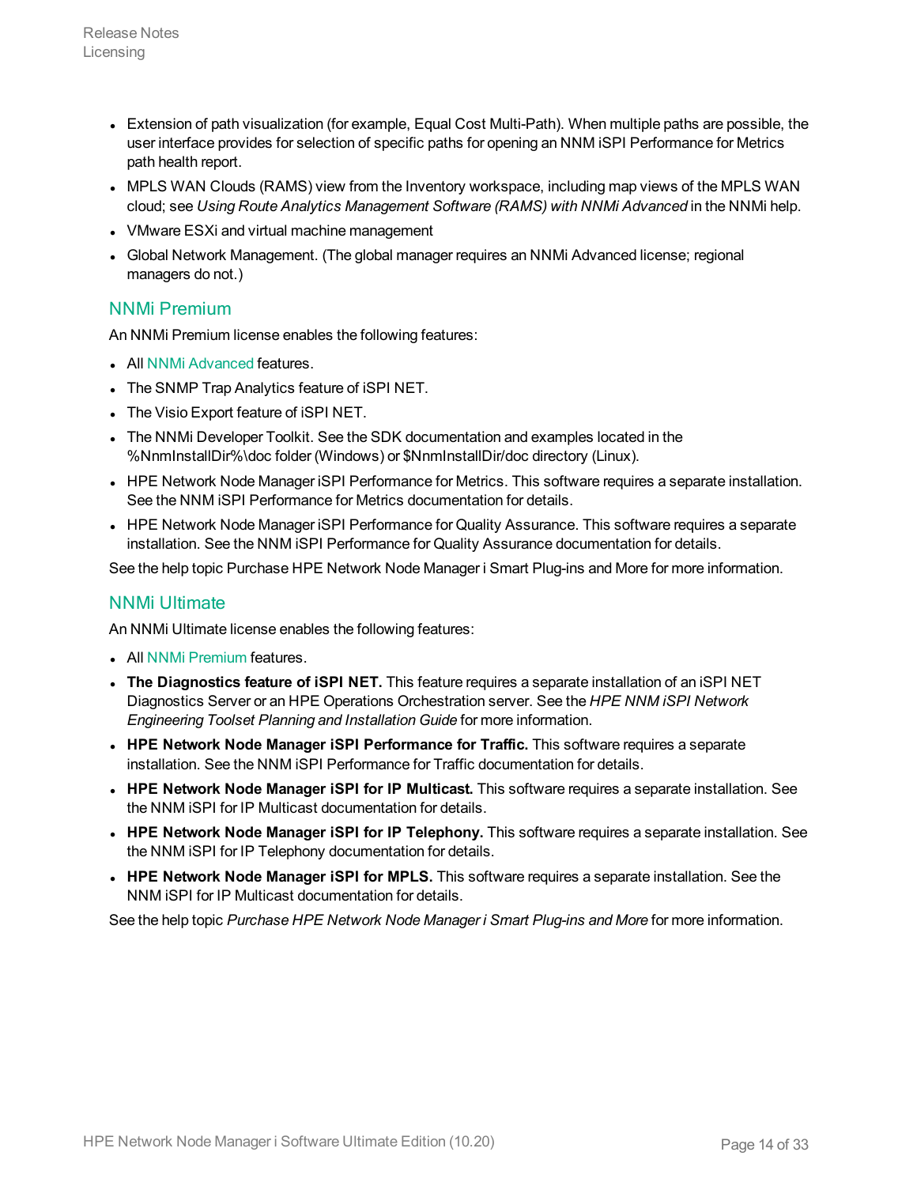- Extension of path visualization (for example, Equal Cost Multi-Path). When multiple paths are possible, the user interface provides for selection of specific paths for opening an NNM iSPI Performance for Metrics path health report.
- MPLS WAN Clouds (RAMS) view from the Inventory workspace, including map views of the MPLS WAN cloud; see *Using Route Analytics Management Software (RAMS) with NNMi Advanced* in the NNMi help.
- VMware ESXi and virtual machine management
- Global Network Management. (The global manager requires an NNMi Advanced license; regional managers do not.)

## NNMi Premium

An NNMi Premium license enables the following features:

- All NNMi Advanced features.
- The SNMP Trap Analytics feature of iSPI NET.
- The Visio Export feature of iSPI NET.
- The NNMi Developer Toolkit. See the SDK documentation and examples located in the %NnmInstallDir%\doc folder (Windows) or $NnmInstallDir/doc directory (Linux).
- HPE Network Node Manager iSPI Performance for Metrics. This software requires a separate installation. See the NNM iSPI Performance for Metrics documentation for details.
- HPE Network Node Manager iSPI Performance for Quality Assurance. This software requires a separate installation. See the NNM iSPI Performance for Quality Assurance documentation for details.

See the help topic Purchase HPE Network Node Manager i Smart Plug-ins and More for more information.

## NNMi Ultimate

An NNMi Ultimate license enables the following features:

- All NNMi Premium features.
- **The Diagnostics feature of iSPI NET.** This feature requires a separate installation of an iSPI NET Diagnostics Server or an HPE Operations Orchestration server. See the *HPE NNM iSPI Network Engineering Toolset Planning and Installation Guide* for more information.
- **HPE Network Node Manager iSPI Performance for Traffic.** This software requires a separate installation. See the NNM iSPI Performance for Traffic documentation for details.
- **HPE Network Node Manager iSPI for IP Multicast.** This software requires a separate installation. See the NNM iSPI for IP Multicast documentation for details.
- **HPE Network Node Manager iSPI for IP Telephony.** This software requires a separate installation. See the NNM iSPI for IP Telephony documentation for details.
- **HPE Network Node Manager iSPI for MPLS.** This software requires a separate installation. See the NNM iSPI for IP Multicast documentation for details.

See the help topic *Purchase HPE Network Node Manager i Smart Plug-ins and More* for more information.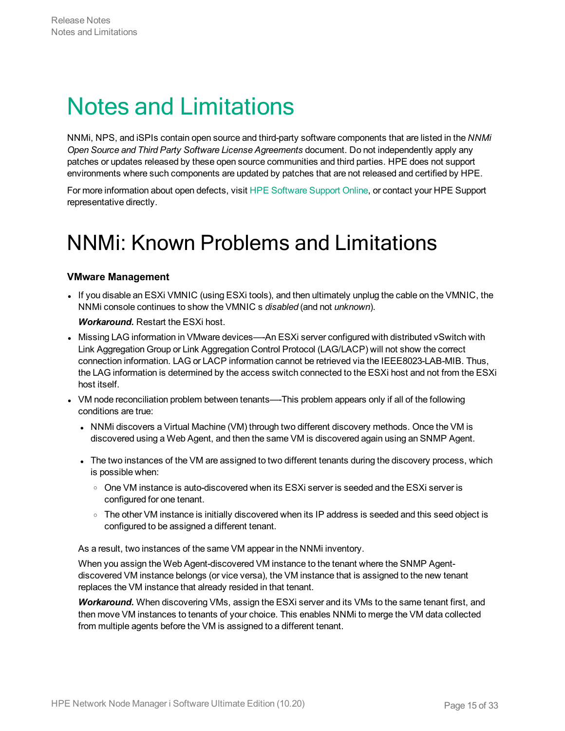# Notes and Limitations

NNMi, NPS, and iSPIs contain open source and third-party software components that are listed in the *NNMi Open Source and Third Party Software License Agreements* document. Do not independently apply any patches or updates released by these open source communities and third parties. HPE does not support environments where such components are updated by patches that are not released and certified by HPE.

For more information about open defects, visit HPE Software Support Online, or contact your HPE Support representative directly.

# NNMi: Known Problems and Limitations

### VMware Management

- If you disable an ESXi VMNIC (using ESXi tools), and then ultimately unplug the cable on the VMNIC, the NNMi console continues to show the VMNIC s *disabled* (and not *unknown*).

  ***Workaround.*** Restart the ESXi host.

- Missing LAG information in VMware devices—-An ESXi server configured with distributed vSwitch with Link Aggregation Group or Link Aggregation Control Protocol (LAG/LACP) will not show the correct connection information. LAG or LACP information cannot be retrieved via the IEEE8023-LAB-MIB. Thus, the LAG information is determined by the access switch connected to the ESXi host and not from the ESXi host itself.
- VM node reconciliation problem between tenants—-This problem appears only if all of the following conditions are true:
  - NNMi discovers a Virtual Machine (VM) through two different discovery methods. Once the VM is discovered using a Web Agent, and then the same VM is discovered again using an SNMP Agent.
  - The two instances of the VM are assigned to two different tenants during the discovery process, which is possible when:
    - One VM instance is auto-discovered when its ESXi server is seeded and the ESXi server is configured for one tenant.
    - The other VM instance is initially discovered when its IP address is seeded and this seed object is configured to be assigned a different tenant.

  As a result, two instances of the same VM appear in the NNMi inventory.

  When you assign the Web Agent-discovered VM instance to the tenant where the SNMP Agent-discovered VM instance belongs (or vice versa), the VM instance that is assigned to the new tenant replaces the VM instance that already resided in that tenant.

  ***Workaround.*** When discovering VMs, assign the ESXi server and its VMs to the same tenant first, and then move VM instances to tenants of your choice. This enables NNMi to merge the VM data collected from multiple agents before the VM is assigned to a different tenant.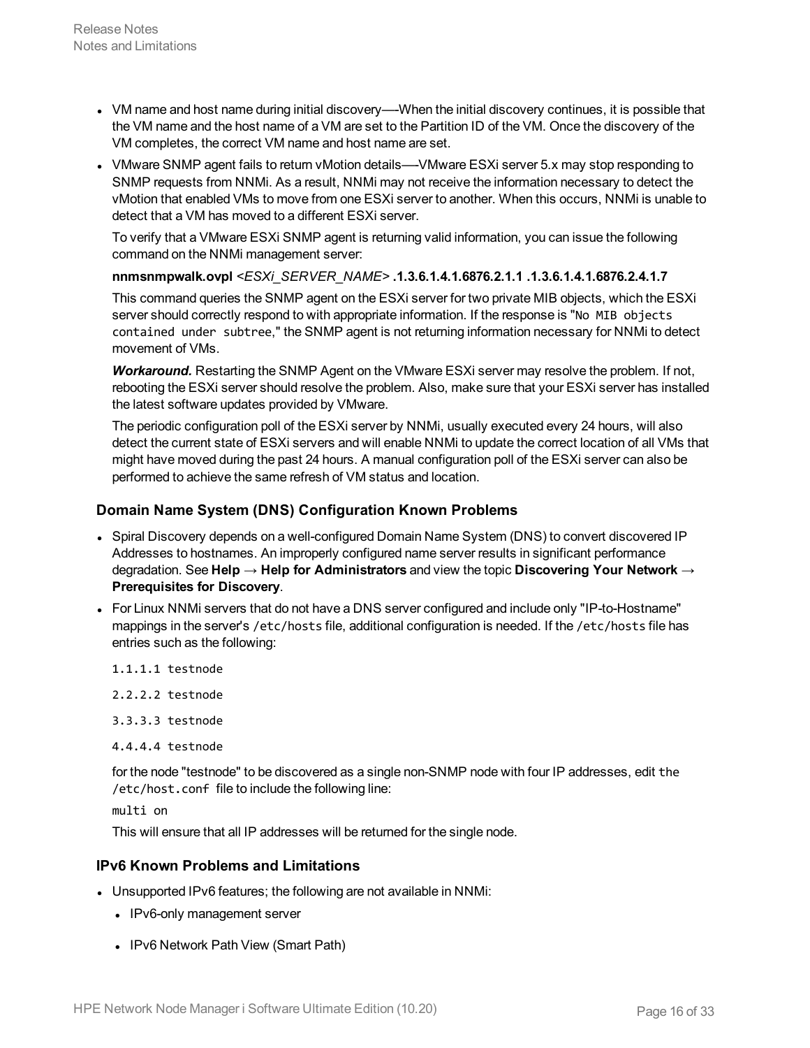- VM name and host name during initial discovery—-When the initial discovery continues, it is possible that the VM name and the host name of a VM are set to the Partition ID of the VM. Once the discovery of the VM completes, the correct VM name and host name are set.
- VMware SNMP agent fails to return vMotion details—-VMware ESXi server 5.x may stop responding to SNMP requests from NNMi. As a result, NNMi may not receive the information necessary to detect the vMotion that enabled VMs to move from one ESXi server to another. When this occurs, NNMi is unable to detect that a VM has moved to a different ESXi server.

  To verify that a VMware ESXi SNMP agent is returning valid information, you can issue the following command on the NNMi management server:

  **nnmsnmpwalk.ovpl** *<ESXi_SERVER_NAME>* **.1.3.6.1.4.1.6876.2.1.1 .1.3.6.1.4.1.6876.2.4.1.7**

  This command queries the SNMP agent on the ESXi server for two private MIB objects, which the ESXi server should correctly respond to with appropriate information. If the response is "`No MIB objects contained under subtree`," the SNMP agent is not returning information necessary for NNMi to detect movement of VMs.

  ***Workaround.*** Restarting the SNMP Agent on the VMware ESXi server may resolve the problem. If not, rebooting the ESXi server should resolve the problem. Also, make sure that your ESXi server has installed the latest software updates provided by VMware.

  The periodic configuration poll of the ESXi server by NNMi, usually executed every 24 hours, will also detect the current state of ESXi servers and will enable NNMi to update the correct location of all VMs that might have moved during the past 24 hours. A manual configuration poll of the ESXi server can also be performed to achieve the same refresh of VM status and location.

### Domain Name System (DNS) Configuration Known Problems

- Spiral Discovery depends on a well-configured Domain Name System (DNS) to convert discovered IP Addresses to hostnames. An improperly configured name server results in significant performance degradation. See **Help → Help for Administrators** and view the topic **Discovering Your Network → Prerequisites for Discovery**.
- For Linux NNMi servers that do not have a DNS server configured and include only "IP-to-Hostname" mappings in the server's `/etc/hosts` file, additional configuration is needed. If the `/etc/hosts` file has entries such as the following:

  ```
  1.1.1.1 testnode
  2.2.2.2 testnode
  3.3.3.3 testnode
  4.4.4.4 testnode
  ```

  for the node "testnode" to be discovered as a single non-SNMP node with four IP addresses, edit `the /etc/host.conf` file to include the following line:

  ```
  multi on
  ```

  This will ensure that all IP addresses will be returned for the single node.

### IPv6 Known Problems and Limitations

- Unsupported IPv6 features; the following are not available in NNMi:
  - IPv6-only management server
  - IPv6 Network Path View (Smart Path)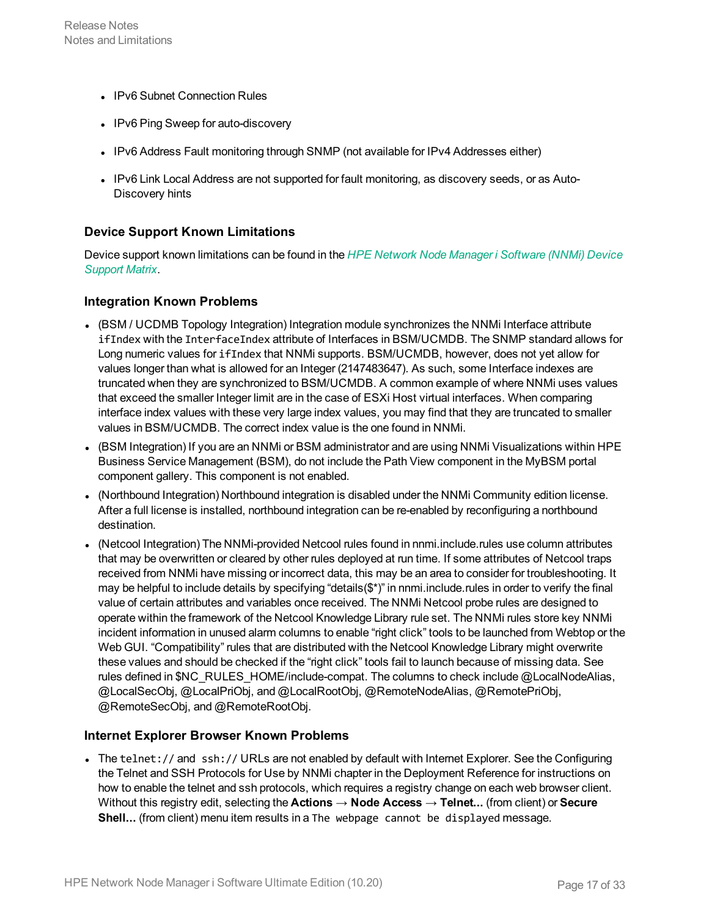- IPv6 Subnet Connection Rules
- IPv6 Ping Sweep for auto-discovery
- IPv6 Address Fault monitoring through SNMP (not available for IPv4 Addresses either)
- IPv6 Link Local Address are not supported for fault monitoring, as discovery seeds, or as Auto-Discovery hints

### Device Support Known Limitations

Device support known limitations can be found in the *HPE Network Node Manager i Software (NNMi) Device Support Matrix*.

### Integration Known Problems

- (BSM / UCDMB Topology Integration) Integration module synchronizes the NNMi Interface attribute `ifIndex` with the `InterfaceIndex` attribute of Interfaces in BSM/UCMDB. The SNMP standard allows for Long numeric values for `ifIndex` that NNMi supports. BSM/UCMDB, however, does not yet allow for values longer than what is allowed for an Integer (2147483647). As such, some Interface indexes are truncated when they are synchronized to BSM/UCMDB. A common example of where NNMi uses values that exceed the smaller Integer limit are in the case of ESXi Host virtual interfaces. When comparing interface index values with these very large index values, you may find that they are truncated to smaller values in BSM/UCMDB. The correct index value is the one found in NNMi.
- (BSM Integration) If you are an NNMi or BSM administrator and are using NNMi Visualizations within HPE Business Service Management (BSM), do not include the Path View component in the MyBSM portal component gallery. This component is not enabled.
- (Northbound Integration) Northbound integration is disabled under the NNMi Community edition license. After a full license is installed, northbound integration can be re-enabled by reconfiguring a northbound destination.
- (Netcool Integration) The NNMi-provided Netcool rules found in nnmi.include.rules use column attributes that may be overwritten or cleared by other rules deployed at run time. If some attributes of Netcool traps received from NNMi have missing or incorrect data, this may be an area to consider for troubleshooting. It may be helpful to include details by specifying "details($*)" in nnmi.include.rules in order to verify the final value of certain attributes and variables once received. The NNMi Netcool probe rules are designed to operate within the framework of the Netcool Knowledge Library rule set. The NNMi rules store key NNMi incident information in unused alarm columns to enable "right click" tools to be launched from Webtop or the Web GUI. "Compatibility" rules that are distributed with the Netcool Knowledge Library might overwrite these values and should be checked if the "right click" tools fail to launch because of missing data. See rules defined in $NC_RULES_HOME/include-compat. The columns to check include @LocalNodeAlias, @LocalSecObj, @LocalPriObj, and @LocalRootObj, @RemoteNodeAlias, @RemotePriObj, @RemoteSecObj, and @RemoteRootObj.

### Internet Explorer Browser Known Problems

- The `telnet://` and `ssh://` URLs are not enabled by default with Internet Explorer. See the Configuring the Telnet and SSH Protocols for Use by NNMi chapter in the Deployment Reference for instructions on how to enable the telnet and ssh protocols, which requires a registry change on each web browser client. Without this registry edit, selecting the **Actions → Node Access → Telnet...** (from client) or **Secure Shell...** (from client) menu item results in a `The webpage cannot be displayed` message.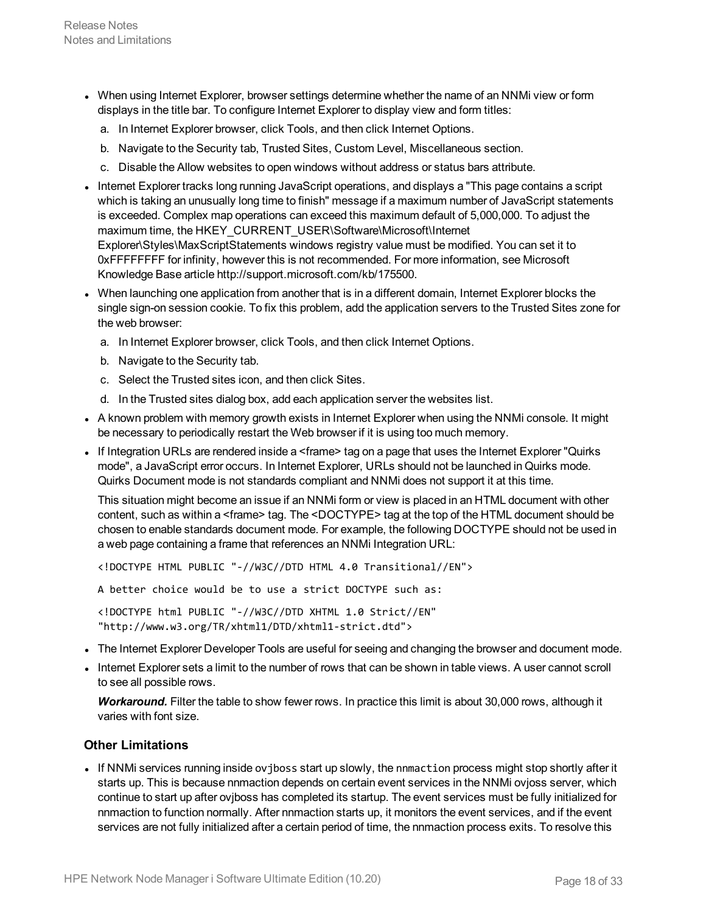- When using Internet Explorer, browser settings determine whether the name of an NNMi view or form displays in the title bar. To configure Internet Explorer to display view and form titles:
  a. In Internet Explorer browser, click Tools, and then click Internet Options.
  b. Navigate to the Security tab, Trusted Sites, Custom Level, Miscellaneous section.
  c. Disable the Allow websites to open windows without address or status bars attribute.
- Internet Explorer tracks long running JavaScript operations, and displays a "This page contains a script which is taking an unusually long time to finish" message if a maximum number of JavaScript statements is exceeded. Complex map operations can exceed this maximum default of 5,000,000. To adjust the maximum time, the HKEY_CURRENT_USER\Software\Microsoft\Internet Explorer\Styles\MaxScriptStatements windows registry value must be modified. You can set it to 0xFFFFFFFF for infinity, however this is not recommended. For more information, see Microsoft Knowledge Base article http://support.microsoft.com/kb/175500.
- When launching one application from another that is in a different domain, Internet Explorer blocks the single sign-on session cookie. To fix this problem, add the application servers to the Trusted Sites zone for the web browser:
  a. In Internet Explorer browser, click Tools, and then click Internet Options.
  b. Navigate to the Security tab.
  c. Select the Trusted sites icon, and then click Sites.
  d. In the Trusted sites dialog box, add each application server the websites list.
- A known problem with memory growth exists in Internet Explorer when using the NNMi console. It might be necessary to periodically restart the Web browser if it is using too much memory.
- If Integration URLs are rendered inside a <frame> tag on a page that uses the Internet Explorer "Quirks mode", a JavaScript error occurs. In Internet Explorer, URLs should not be launched in Quirks mode. Quirks Document mode is not standards compliant and NNMi does not support it at this time.

  This situation might become an issue if an NNMi form or view is placed in an HTML document with other content, such as within a <frame> tag. The <DOCTYPE> tag at the top of the HTML document should be chosen to enable standards document mode. For example, the following DOCTYPE should not be used in a web page containing a frame that references an NNMi Integration URL:

  ```
  <!DOCTYPE HTML PUBLIC "-//W3C//DTD HTML 4.0 Transitional//EN">
  ```

  A better choice would be to use a strict DOCTYPE such as:

  ```
  <!DOCTYPE html PUBLIC "-//W3C//DTD XHTML 1.0 Strict//EN"
  "http://www.w3.org/TR/xhtml1/DTD/xhtml1-strict.dtd">
  ```

- The Internet Explorer Developer Tools are useful for seeing and changing the browser and document mode.
- Internet Explorer sets a limit to the number of rows that can be shown in table views. A user cannot scroll to see all possible rows.

  ***Workaround.*** Filter the table to show fewer rows. In practice this limit is about 30,000 rows, although it varies with font size.

### Other Limitations

- If NNMi services running inside `ovjboss` start up slowly, the `nnmaction` process might stop shortly after it starts up. This is because nnmaction depends on certain event services in the NNMi ovjoss server, which continue to start up after ovjboss has completed its startup. The event services must be fully initialized for nnmaction to function normally. After nnmaction starts up, it monitors the event services, and if the event services are not fully initialized after a certain period of time, the nnmaction process exits. To resolve this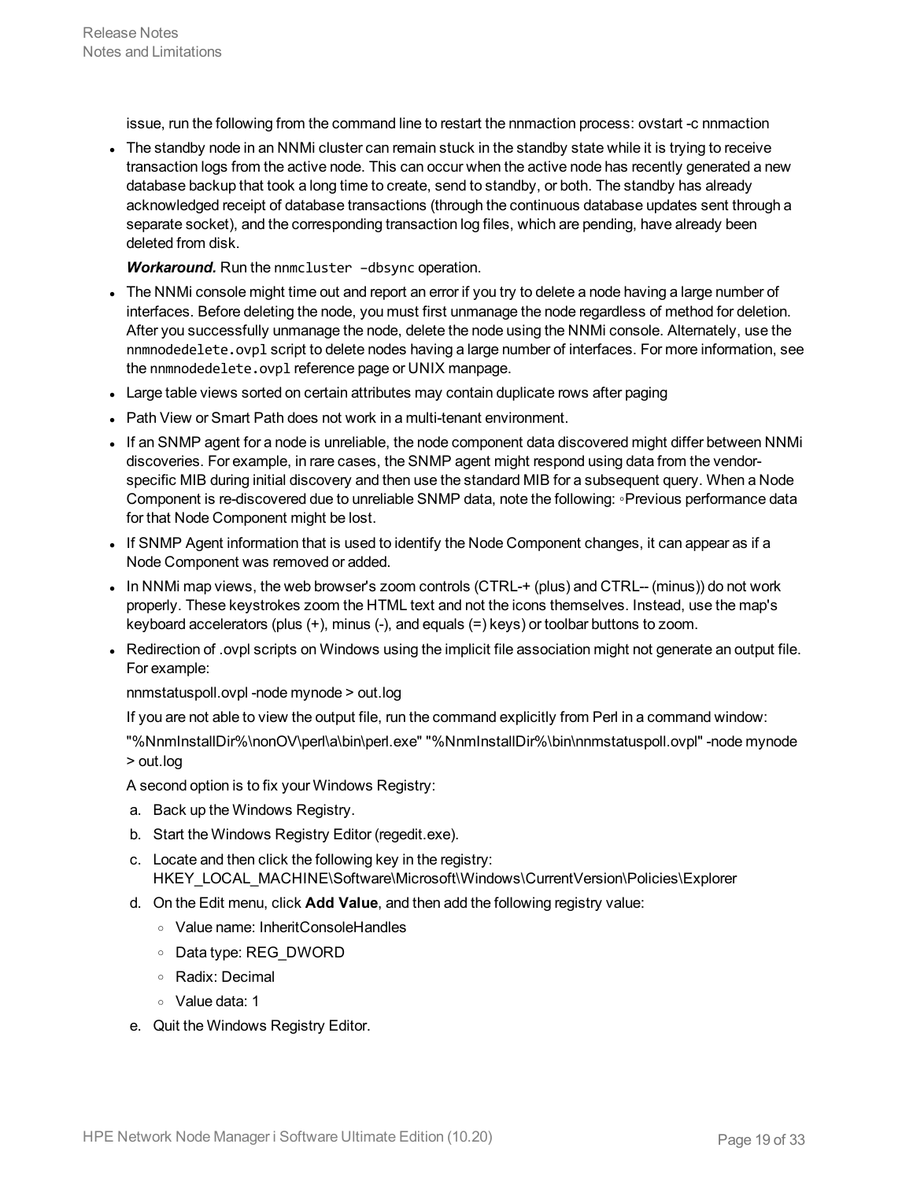issue, run the following from the command line to restart the nnmaction process: ovstart -c nnmaction

- The standby node in an NNMi cluster can remain stuck in the standby state while it is trying to receive transaction logs from the active node. This can occur when the active node has recently generated a new database backup that took a long time to create, send to standby, or both. The standby has already acknowledged receipt of database transactions (through the continuous database updates sent through a separate socket), and the corresponding transaction log files, which are pending, have already been deleted from disk.

  ***Workaround.*** Run the `nnmcluster -dbsync` operation.

- The NNMi console might time out and report an error if you try to delete a node having a large number of interfaces. Before deleting the node, you must first unmanage the node regardless of method for deletion. After you successfully unmanage the node, delete the node using the NNMi console. Alternately, use the `nnmnodedelete.ovpl` script to delete nodes having a large number of interfaces. For more information, see the `nnmnodedelete.ovpl` reference page or UNIX manpage.
- Large table views sorted on certain attributes may contain duplicate rows after paging
- Path View or Smart Path does not work in a multi-tenant environment.
- If an SNMP agent for a node is unreliable, the node component data discovered might differ between NNMi discoveries. For example, in rare cases, the SNMP agent might respond using data from the vendor-specific MIB during initial discovery and then use the standard MIB for a subsequent query. When a Node Component is re-discovered due to unreliable SNMP data, note the following: ◦Previous performance data for that Node Component might be lost.
- If SNMP Agent information that is used to identify the Node Component changes, it can appear as if a Node Component was removed or added.
- In NNMi map views, the web browser's zoom controls (CTRL-+ (plus) and CTRL-- (minus)) do not work properly. These keystrokes zoom the HTML text and not the icons themselves. Instead, use the map's keyboard accelerators (plus (+), minus (-), and equals (=) keys) or toolbar buttons to zoom.
- Redirection of .ovpl scripts on Windows using the implicit file association might not generate an output file. For example:

  nnmstatuspoll.ovpl -node mynode > out.log

  If you are not able to view the output file, run the command explicitly from Perl in a command window:

  "%NnmInstallDir%\nonOV\perl\a\bin\perl.exe" "%NnmInstallDir%\bin\nnmstatuspoll.ovpl" -node mynode > out.log

  A second option is to fix your Windows Registry:

  a. Back up the Windows Registry.
  b. Start the Windows Registry Editor (regedit.exe).
  c. Locate and then click the following key in the registry: HKEY_LOCAL_MACHINE\Software\Microsoft\Windows\CurrentVersion\Policies\Explorer
  d. On the Edit menu, click **Add Value**, and then add the following registry value:
     - Value name: InheritConsoleHandles
     - Data type: REG_DWORD
     - Radix: Decimal
     - Value data: 1
  e. Quit the Windows Registry Editor.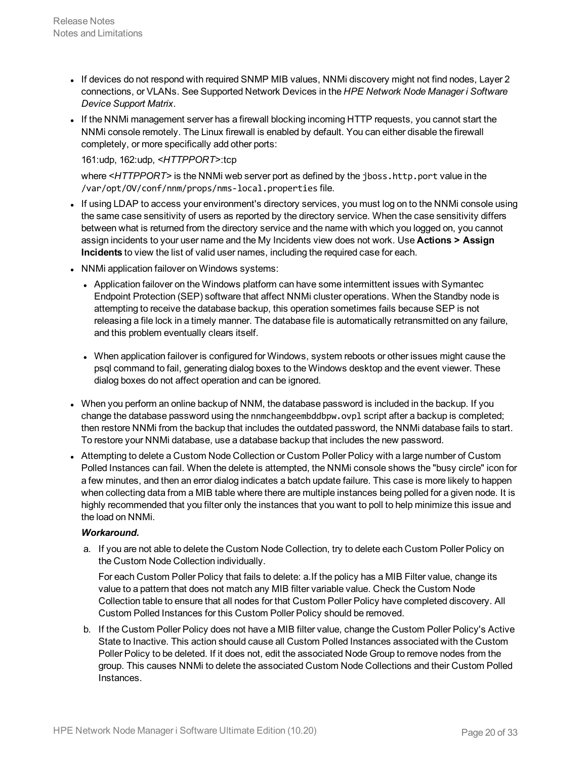- If devices do not respond with required SNMP MIB values, NNMi discovery might not find nodes, Layer 2 connections, or VLANs. See Supported Network Devices in the *HPE Network Node Manager i Software Device Support Matrix*.
- If the NNMi management server has a firewall blocking incoming HTTP requests, you cannot start the NNMi console remotely. The Linux firewall is enabled by default. You can either disable the firewall completely, or more specifically add other ports:

  161:udp, 162:udp, <*HTTPPORT*>:tcp

  where <*HTTPPORT*> is the NNMi web server port as defined by the `jboss.http.port` value in the `/var/opt/OV/conf/nnm/props/nms-local.properties` file.
- If using LDAP to access your environment's directory services, you must log on to the NNMi console using the same case sensitivity of users as reported by the directory service. When the case sensitivity differs between what is returned from the directory service and the name with which you logged on, you cannot assign incidents to your user name and the My Incidents view does not work. Use **Actions > Assign Incidents** to view the list of valid user names, including the required case for each.
- NNMi application failover on Windows systems:
  - Application failover on the Windows platform can have some intermittent issues with Symantec Endpoint Protection (SEP) software that affect NNMi cluster operations. When the Standby node is attempting to receive the database backup, this operation sometimes fails because SEP is not releasing a file lock in a timely manner. The database file is automatically retransmitted on any failure, and this problem eventually clears itself.
  - When application failover is configured for Windows, system reboots or other issues might cause the psql command to fail, generating dialog boxes to the Windows desktop and the event viewer. These dialog boxes do not affect operation and can be ignored.
- When you perform an online backup of NNM, the database password is included in the backup. If you change the database password using the `nnmchangeembddbpw.ovpl` script after a backup is completed; then restore NNMi from the backup that includes the outdated password, the NNMi database fails to start. To restore your NNMi database, use a database backup that includes the new password.
- Attempting to delete a Custom Node Collection or Custom Poller Policy with a large number of Custom Polled Instances can fail. When the delete is attempted, the NNMi console shows the "busy circle" icon for a few minutes, and then an error dialog indicates a batch update failure. This case is more likely to happen when collecting data from a MIB table where there are multiple instances being polled for a given node. It is highly recommended that you filter only the instances that you want to poll to help minimize this issue and the load on NNMi.

  ***Workaround.***

  a. If you are not able to delete the Custom Node Collection, try to delete each Custom Poller Policy on the Custom Node Collection individually.

     For each Custom Poller Policy that fails to delete: a.If the policy has a MIB Filter value, change its value to a pattern that does not match any MIB filter variable value. Check the Custom Node Collection table to ensure that all nodes for that Custom Poller Policy have completed discovery. All Custom Polled Instances for this Custom Poller Policy should be removed.

  b. If the Custom Poller Policy does not have a MIB filter value, change the Custom Poller Policy's Active State to Inactive. This action should cause all Custom Polled Instances associated with the Custom Poller Policy to be deleted. If it does not, edit the associated Node Group to remove nodes from the group. This causes NNMi to delete the associated Custom Node Collections and their Custom Polled Instances.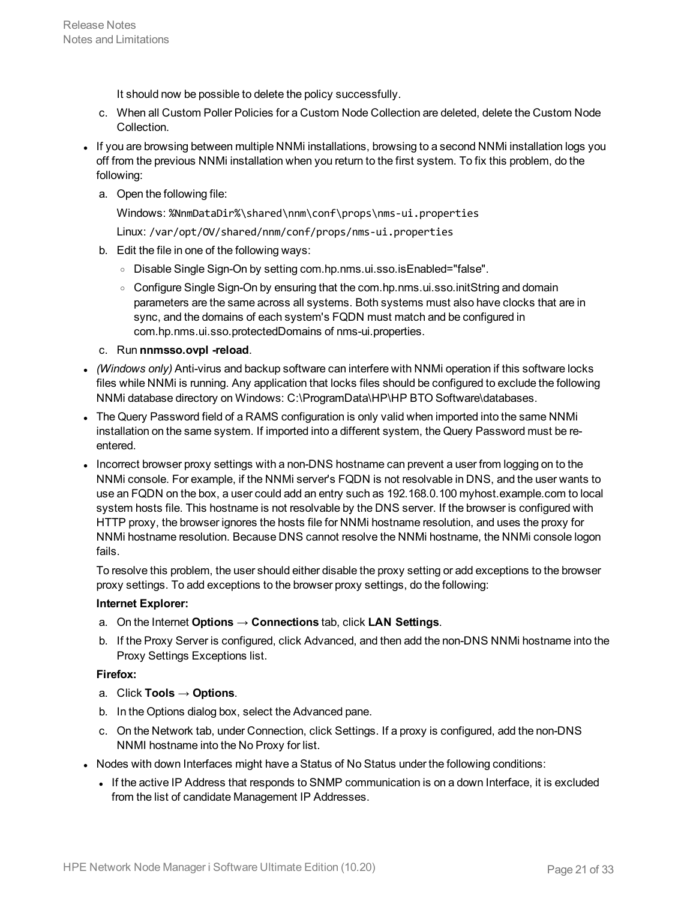It should now be possible to delete the policy successfully.

c. When all Custom Poller Policies for a Custom Node Collection are deleted, delete the Custom Node Collection.

- If you are browsing between multiple NNMi installations, browsing to a second NNMi installation logs you off from the previous NNMi installation when you return to the first system. To fix this problem, do the following:

  a. Open the following file:

     Windows: `%NnmDataDir%\shared\nnm\conf\props\nms-ui.properties`

     Linux: `/var/opt/OV/shared/nnm/conf/props/nms-ui.properties`

  b. Edit the file in one of the following ways:

     - Disable Single Sign-On by setting com.hp.nms.ui.sso.isEnabled="false".
     - Configure Single Sign-On by ensuring that the com.hp.nms.ui.sso.initString and domain parameters are the same across all systems. Both systems must also have clocks that are in sync, and the domains of each system's FQDN must match and be configured in com.hp.nms.ui.sso.protectedDomains of nms-ui.properties.

  c. Run **nnmsso.ovpl -reload**.

- *(Windows only)* Anti-virus and backup software can interfere with NNMi operation if this software locks files while NNMi is running. Any application that locks files should be configured to exclude the following NNMi database directory on Windows: C:\ProgramData\HP\HP BTO Software\databases.
- The Query Password field of a RAMS configuration is only valid when imported into the same NNMi installation on the same system. If imported into a different system, the Query Password must be re-entered.
- Incorrect browser proxy settings with a non-DNS hostname can prevent a user from logging on to the NNMi console. For example, if the NNMi server's FQDN is not resolvable in DNS, and the user wants to use an FQDN on the box, a user could add an entry such as 192.168.0.100 myhost.example.com to local system hosts file. This hostname is not resolvable by the DNS server. If the browser is configured with HTTP proxy, the browser ignores the hosts file for NNMi hostname resolution, and uses the proxy for NNMi hostname resolution. Because DNS cannot resolve the NNMi hostname, the NNMi console logon fails.

  To resolve this problem, the user should either disable the proxy setting or add exceptions to the browser proxy settings. To add exceptions to the browser proxy settings, do the following:

  **Internet Explorer:**

  a. On the Internet **Options → Connections** tab, click **LAN Settings**.

  b. If the Proxy Server is configured, click Advanced, and then add the non-DNS NNMi hostname into the Proxy Settings Exceptions list.

  **Firefox:**

  a. Click **Tools → Options**.

  b. In the Options dialog box, select the Advanced pane.

  c. On the Network tab, under Connection, click Settings. If a proxy is configured, add the non-DNS NNMI hostname into the No Proxy for list.

- Nodes with down Interfaces might have a Status of No Status under the following conditions:
  - If the active IP Address that responds to SNMP communication is on a down Interface, it is excluded from the list of candidate Management IP Addresses.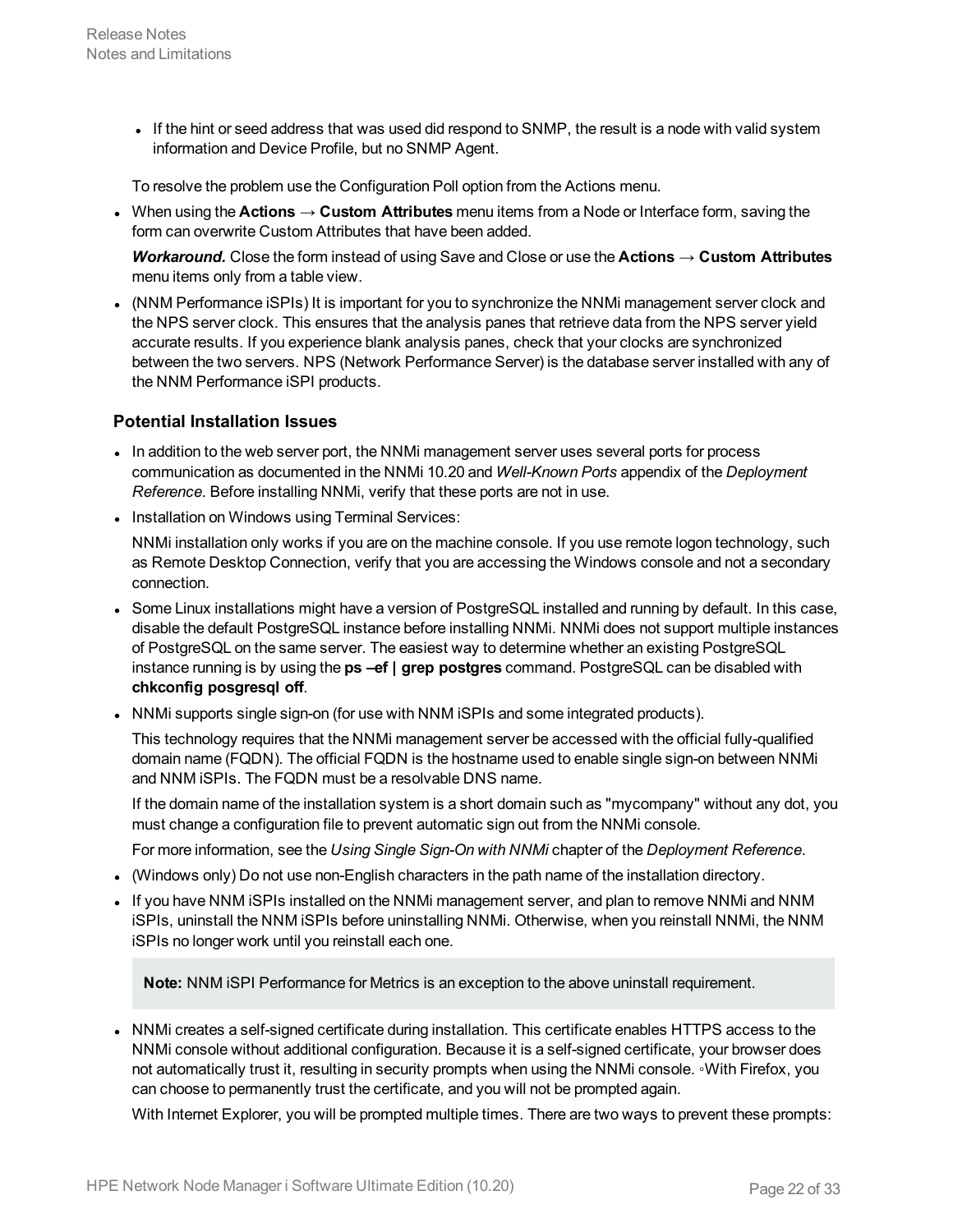- If the hint or seed address that was used did respond to SNMP, the result is a node with valid system information and Device Profile, but no SNMP Agent.

To resolve the problem use the Configuration Poll option from the Actions menu.

- When using the **Actions → Custom Attributes** menu items from a Node or Interface form, saving the form can overwrite Custom Attributes that have been added.

  ***Workaround.*** Close the form instead of using Save and Close or use the **Actions → Custom Attributes** menu items only from a table view.

- (NNM Performance iSPIs) It is important for you to synchronize the NNMi management server clock and the NPS server clock. This ensures that the analysis panes that retrieve data from the NPS server yield accurate results. If you experience blank analysis panes, check that your clocks are synchronized between the two servers. NPS (Network Performance Server) is the database server installed with any of the NNM Performance iSPI products.

### Potential Installation Issues

- In addition to the web server port, the NNMi management server uses several ports for process communication as documented in the NNMi 10.20 and *Well-Known Ports* appendix of the *Deployment Reference.* Before installing NNMi, verify that these ports are not in use.
- Installation on Windows using Terminal Services:

  NNMi installation only works if you are on the machine console. If you use remote logon technology, such as Remote Desktop Connection, verify that you are accessing the Windows console and not a secondary connection.

- Some Linux installations might have a version of PostgreSQL installed and running by default. In this case, disable the default PostgreSQL instance before installing NNMi. NNMi does not support multiple instances of PostgreSQL on the same server. The easiest way to determine whether an existing PostgreSQL instance running is by using the **ps –ef | grep postgres** command. PostgreSQL can be disabled with **chkconfig posgresql off**.
- NNMi supports single sign-on (for use with NNM iSPIs and some integrated products).

  This technology requires that the NNMi management server be accessed with the official fully-qualified domain name (FQDN). The official FQDN is the hostname used to enable single sign-on between NNMi and NNM iSPIs. The FQDN must be a resolvable DNS name.

  If the domain name of the installation system is a short domain such as "mycompany" without any dot, you must change a configuration file to prevent automatic sign out from the NNMi console.

  For more information, see the *Using Single Sign-On with NNMi* chapter of the *Deployment Reference*.

- (Windows only) Do not use non-English characters in the path name of the installation directory.
- If you have NNM iSPIs installed on the NNMi management server, and plan to remove NNMi and NNM iSPIs, uninstall the NNM iSPIs before uninstalling NNMi. Otherwise, when you reinstall NNMi, the NNM iSPIs no longer work until you reinstall each one.

  **Note:** NNM iSPI Performance for Metrics is an exception to the above uninstall requirement.

- NNMi creates a self-signed certificate during installation. This certificate enables HTTPS access to the NNMi console without additional configuration. Because it is a self-signed certificate, your browser does not automatically trust it, resulting in security prompts when using the NNMi console. ◦With Firefox, you can choose to permanently trust the certificate, and you will not be prompted again.

  With Internet Explorer, you will be prompted multiple times. There are two ways to prevent these prompts: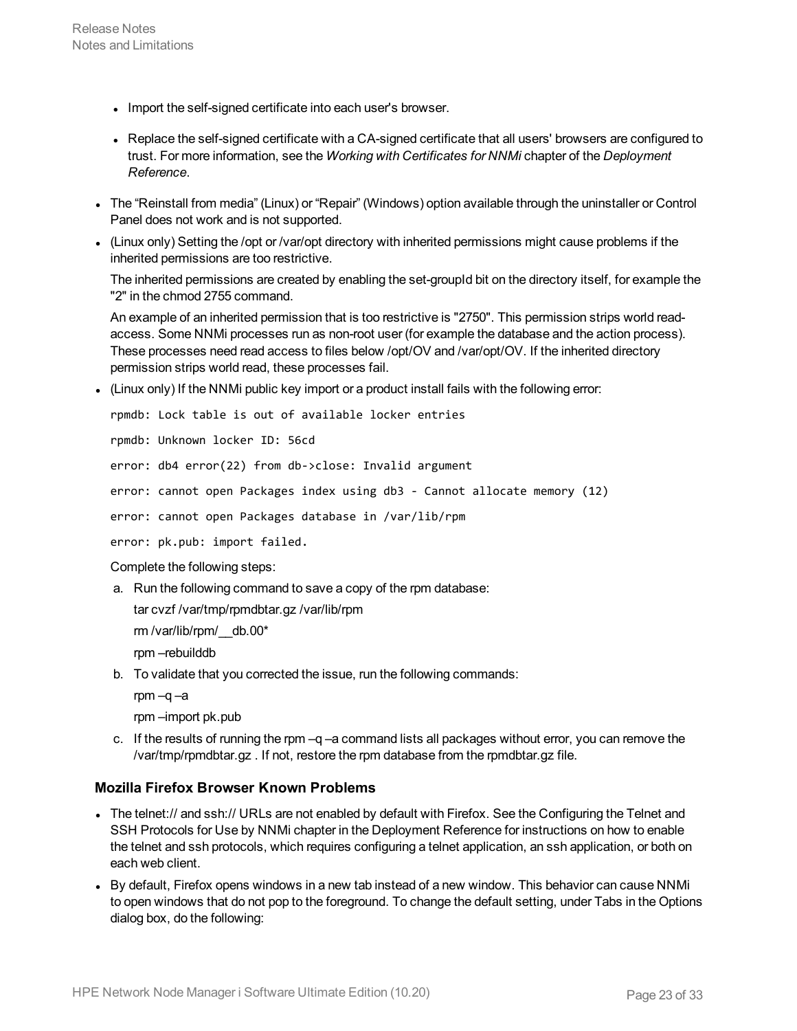- Import the self-signed certificate into each user's browser.
- Replace the self-signed certificate with a CA-signed certificate that all users' browsers are configured to trust. For more information, see the *Working with Certificates for NNMi* chapter of the *Deployment Reference*.

- The “Reinstall from media” (Linux) or “Repair” (Windows) option available through the uninstaller or Control Panel does not work and is not supported.
- (Linux only) Setting the /opt or /var/opt directory with inherited permissions might cause problems if the inherited permissions are too restrictive.

  The inherited permissions are created by enabling the set-groupId bit on the directory itself, for example the "2" in the chmod 2755 command.

  An example of an inherited permission that is too restrictive is "2750". This permission strips world read-access. Some NNMi processes run as non-root user (for example the database and the action process). These processes need read access to files below /opt/OV and /var/opt/OV. If the inherited directory permission strips world read, these processes fail.
- (Linux only) If the NNMi public key import or a product install fails with the following error:

  ```
  rpmdb: Lock table is out of available locker entries
  rpmdb: Unknown locker ID: 56cd
  error: db4 error(22) from db->close: Invalid argument
  error: cannot open Packages index using db3 - Cannot allocate memory (12)
  error: cannot open Packages database in /var/lib/rpm
  error: pk.pub: import failed.
  ```

  Complete the following steps:

  a. Run the following command to save a copy of the rpm database:

     tar cvzf /var/tmp/rpmdbtar.gz /var/lib/rpm

     rm /var/lib/rpm/__db.00*

     rpm –rebuilddb

  b. To validate that you corrected the issue, run the following commands:

     rpm –q –a

     rpm –import pk.pub

  c. If the results of running the rpm –q –a command lists all packages without error, you can remove the /var/tmp/rpmdbtar.gz . If not, restore the rpm database from the rpmdbtar.gz file.

### Mozilla Firefox Browser Known Problems

- The telnet:// and ssh:// URLs are not enabled by default with Firefox. See the Configuring the Telnet and SSH Protocols for Use by NNMi chapter in the Deployment Reference for instructions on how to enable the telnet and ssh protocols, which requires configuring a telnet application, an ssh application, or both on each web client.
- By default, Firefox opens windows in a new tab instead of a new window. This behavior can cause NNMi to open windows that do not pop to the foreground. To change the default setting, under Tabs in the Options dialog box, do the following: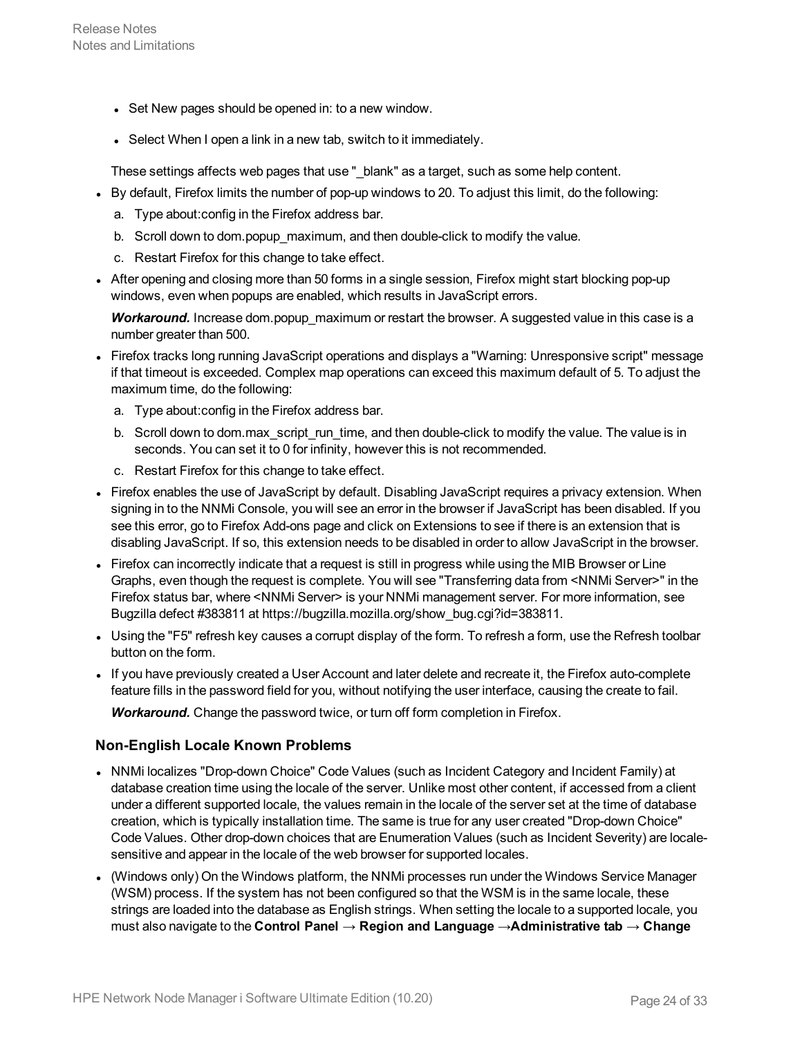- Set New pages should be opened in: to a new window.
- Select When I open a link in a new tab, switch to it immediately.

  These settings affects web pages that use "_blank" as a target, such as some help content.

- By default, Firefox limits the number of pop-up windows to 20. To adjust this limit, do the following:
  a. Type about:config in the Firefox address bar.
  b. Scroll down to dom.popup_maximum, and then double-click to modify the value.
  c. Restart Firefox for this change to take effect.
- After opening and closing more than 50 forms in a single session, Firefox might start blocking pop-up windows, even when popups are enabled, which results in JavaScript errors.

  ***Workaround.*** Increase dom.popup_maximum or restart the browser. A suggested value in this case is a number greater than 500.

- Firefox tracks long running JavaScript operations and displays a "Warning: Unresponsive script" message if that timeout is exceeded. Complex map operations can exceed this maximum default of 5. To adjust the maximum time, do the following:
  a. Type about:config in the Firefox address bar.
  b. Scroll down to dom.max_script_run_time, and then double-click to modify the value. The value is in seconds. You can set it to 0 for infinity, however this is not recommended.
  c. Restart Firefox for this change to take effect.
- Firefox enables the use of JavaScript by default. Disabling JavaScript requires a privacy extension. When signing in to the NNMi Console, you will see an error in the browser if JavaScript has been disabled. If you see this error, go to Firefox Add-ons page and click on Extensions to see if there is an extension that is disabling JavaScript. If so, this extension needs to be disabled in order to allow JavaScript in the browser.
- Firefox can incorrectly indicate that a request is still in progress while using the MIB Browser or Line Graphs, even though the request is complete. You will see "Transferring data from <NNMi Server>" in the Firefox status bar, where <NNMi Server> is your NNMi management server. For more information, see Bugzilla defect #383811 at https://bugzilla.mozilla.org/show_bug.cgi?id=383811.
- Using the "F5" refresh key causes a corrupt display of the form. To refresh a form, use the Refresh toolbar button on the form.
- If you have previously created a User Account and later delete and recreate it, the Firefox auto-complete feature fills in the password field for you, without notifying the user interface, causing the create to fail.

  ***Workaround.*** Change the password twice, or turn off form completion in Firefox.

### Non-English Locale Known Problems

- NNMi localizes "Drop-down Choice" Code Values (such as Incident Category and Incident Family) at database creation time using the locale of the server. Unlike most other content, if accessed from a client under a different supported locale, the values remain in the locale of the server set at the time of database creation, which is typically installation time. The same is true for any user created "Drop-down Choice" Code Values. Other drop-down choices that are Enumeration Values (such as Incident Severity) are locale-sensitive and appear in the locale of the web browser for supported locales.
- (Windows only) On the Windows platform, the NNMi processes run under the Windows Service Manager (WSM) process. If the system has not been configured so that the WSM is in the same locale, these strings are loaded into the database as English strings. When setting the locale to a supported locale, you must also navigate to the **Control Panel → Region and Language →Administrative tab → Change**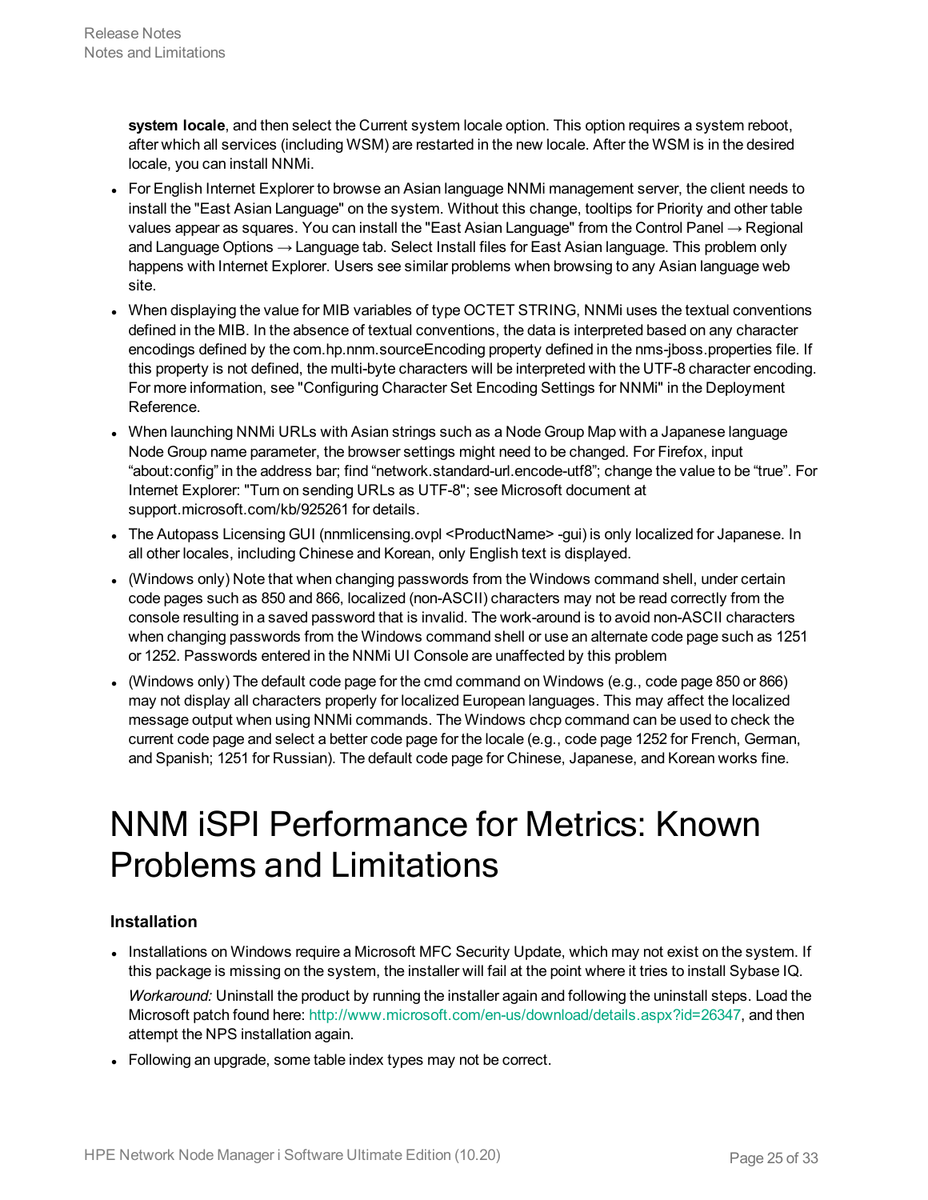**system locale**, and then select the Current system locale option. This option requires a system reboot, after which all services (including WSM) are restarted in the new locale. After the WSM is in the desired locale, you can install NNMi.

- For English Internet Explorer to browse an Asian language NNMi management server, the client needs to install the "East Asian Language" on the system. Without this change, tooltips for Priority and other table values appear as squares. You can install the "East Asian Language" from the Control Panel → Regional and Language Options → Language tab. Select Install files for East Asian language. This problem only happens with Internet Explorer. Users see similar problems when browsing to any Asian language web site.
- When displaying the value for MIB variables of type OCTET STRING, NNMi uses the textual conventions defined in the MIB. In the absence of textual conventions, the data is interpreted based on any character encodings defined by the com.hp.nnm.sourceEncoding property defined in the nms-jboss.properties file. If this property is not defined, the multi-byte characters will be interpreted with the UTF-8 character encoding. For more information, see "Configuring Character Set Encoding Settings for NNMi" in the Deployment Reference.
- When launching NNMi URLs with Asian strings such as a Node Group Map with a Japanese language Node Group name parameter, the browser settings might need to be changed. For Firefox, input “about:config” in the address bar; find “network.standard-url.encode-utf8”; change the value to be “true”. For Internet Explorer: "Turn on sending URLs as UTF-8"; see Microsoft document at support.microsoft.com/kb/925261 for details.
- The Autopass Licensing GUI (nnmlicensing.ovpl <ProductName> -gui) is only localized for Japanese. In all other locales, including Chinese and Korean, only English text is displayed.
- (Windows only) Note that when changing passwords from the Windows command shell, under certain code pages such as 850 and 866, localized (non-ASCII) characters may not be read correctly from the console resulting in a saved password that is invalid. The work-around is to avoid non-ASCII characters when changing passwords from the Windows command shell or use an alternate code page such as 1251 or 1252. Passwords entered in the NNMi UI Console are unaffected by this problem
- (Windows only) The default code page for the cmd command on Windows (e.g., code page 850 or 866) may not display all characters properly for localized European languages. This may affect the localized message output when using NNMi commands. The Windows chcp command can be used to check the current code page and select a better code page for the locale (e.g., code page 1252 for French, German, and Spanish; 1251 for Russian). The default code page for Chinese, Japanese, and Korean works fine.

# NNM iSPI Performance for Metrics: Known Problems and Limitations

### Installation

- Installations on Windows require a Microsoft MFC Security Update, which may not exist on the system. If this package is missing on the system, the installer will fail at the point where it tries to install Sybase IQ.

  *Workaround:* Uninstall the product by running the installer again and following the uninstall steps. Load the Microsoft patch found here: http://www.microsoft.com/en-us/download/details.aspx?id=26347, and then attempt the NPS installation again.
- Following an upgrade, some table index types may not be correct.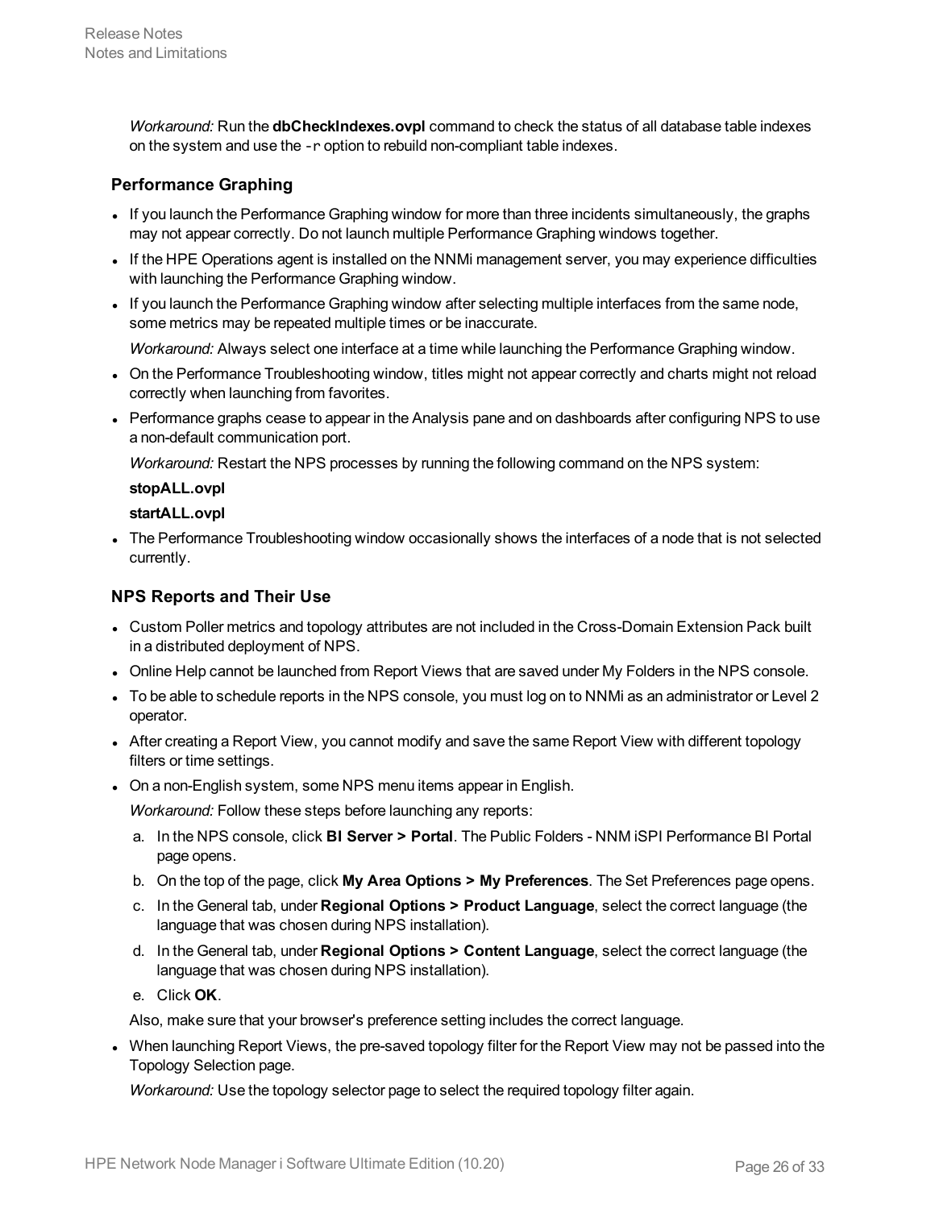*Workaround:* Run the **dbCheckIndexes.ovpl** command to check the status of all database table indexes on the system and use the `-r` option to rebuild non-compliant table indexes.

### Performance Graphing

- If you launch the Performance Graphing window for more than three incidents simultaneously, the graphs may not appear correctly. Do not launch multiple Performance Graphing windows together.
- If the HPE Operations agent is installed on the NNMi management server, you may experience difficulties with launching the Performance Graphing window.
- If you launch the Performance Graphing window after selecting multiple interfaces from the same node, some metrics may be repeated multiple times or be inaccurate.

  *Workaround:* Always select one interface at a time while launching the Performance Graphing window.
- On the Performance Troubleshooting window, titles might not appear correctly and charts might not reload correctly when launching from favorites.
- Performance graphs cease to appear in the Analysis pane and on dashboards after configuring NPS to use a non-default communication port.

  *Workaround:* Restart the NPS processes by running the following command on the NPS system:

  **stopALL.ovpl**

  **startALL.ovpl**
- The Performance Troubleshooting window occasionally shows the interfaces of a node that is not selected currently.

### NPS Reports and Their Use

- Custom Poller metrics and topology attributes are not included in the Cross-Domain Extension Pack built in a distributed deployment of NPS.
- Online Help cannot be launched from Report Views that are saved under My Folders in the NPS console.
- To be able to schedule reports in the NPS console, you must log on to NNMi as an administrator or Level 2 operator.
- After creating a Report View, you cannot modify and save the same Report View with different topology filters or time settings.
- On a non-English system, some NPS menu items appear in English.

  *Workaround:* Follow these steps before launching any reports:

  a. In the NPS console, click **BI Server > Portal**. The Public Folders - NNM iSPI Performance BI Portal page opens.

  b. On the top of the page, click **My Area Options > My Preferences**. The Set Preferences page opens.

  c. In the General tab, under **Regional Options > Product Language**, select the correct language (the language that was chosen during NPS installation).

  d. In the General tab, under **Regional Options > Content Language**, select the correct language (the language that was chosen during NPS installation).

  e. Click **OK**.

  Also, make sure that your browser's preference setting includes the correct language.
- When launching Report Views, the pre-saved topology filter for the Report View may not be passed into the Topology Selection page.

  *Workaround:* Use the topology selector page to select the required topology filter again.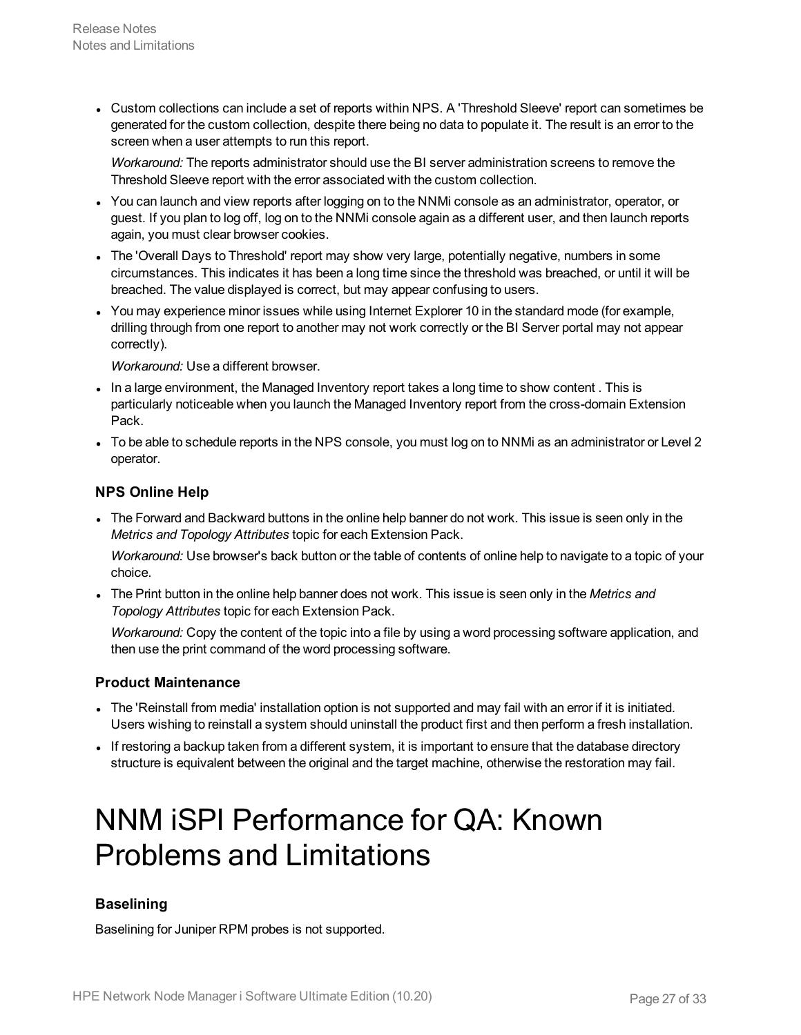- Custom collections can include a set of reports within NPS. A 'Threshold Sleeve' report can sometimes be generated for the custom collection, despite there being no data to populate it. The result is an error to the screen when a user attempts to run this report.

  *Workaround:* The reports administrator should use the BI server administration screens to remove the Threshold Sleeve report with the error associated with the custom collection.

- You can launch and view reports after logging on to the NNMi console as an administrator, operator, or guest. If you plan to log off, log on to the NNMi console again as a different user, and then launch reports again, you must clear browser cookies.
- The 'Overall Days to Threshold' report may show very large, potentially negative, numbers in some circumstances. This indicates it has been a long time since the threshold was breached, or until it will be breached. The value displayed is correct, but may appear confusing to users.
- You may experience minor issues while using Internet Explorer 10 in the standard mode (for example, drilling through from one report to another may not work correctly or the BI Server portal may not appear correctly).

  *Workaround:* Use a different browser.

- In a large environment, the Managed Inventory report takes a long time to show content . This is particularly noticeable when you launch the Managed Inventory report from the cross-domain Extension Pack.
- To be able to schedule reports in the NPS console, you must log on to NNMi as an administrator or Level 2 operator.

### NPS Online Help

- The Forward and Backward buttons in the online help banner do not work. This issue is seen only in the *Metrics and Topology Attributes* topic for each Extension Pack.

  *Workaround:* Use browser's back button or the table of contents of online help to navigate to a topic of your choice.

- The Print button in the online help banner does not work. This issue is seen only in the *Metrics and Topology Attributes* topic for each Extension Pack.

  *Workaround:* Copy the content of the topic into a file by using a word processing software application, and then use the print command of the word processing software.

### Product Maintenance

- The 'Reinstall from media' installation option is not supported and may fail with an error if it is initiated. Users wishing to reinstall a system should uninstall the product first and then perform a fresh installation.
- If restoring a backup taken from a different system, it is important to ensure that the database directory structure is equivalent between the original and the target machine, otherwise the restoration may fail.

# NNM iSPI Performance for QA: Known Problems and Limitations

### Baselining

Baselining for Juniper RPM probes is not supported.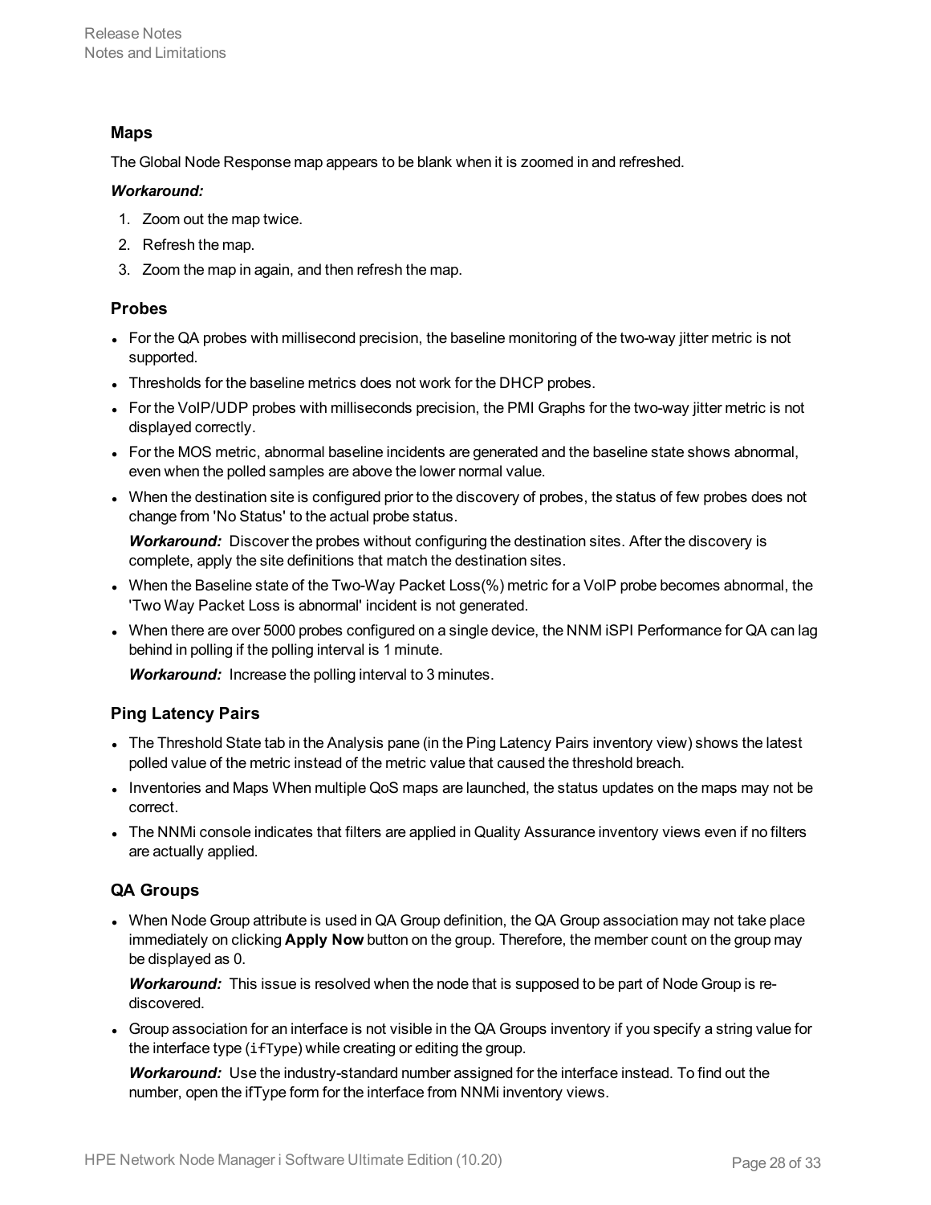#### Maps

The Global Node Response map appears to be blank when it is zoomed in and refreshed.

***Workaround:***

1. Zoom out the map twice.
2. Refresh the map.
3. Zoom the map in again, and then refresh the map.

#### Probes

- For the QA probes with millisecond precision, the baseline monitoring of the two-way jitter metric is not supported.
- Thresholds for the baseline metrics does not work for the DHCP probes.
- For the VoIP/UDP probes with milliseconds precision, the PMI Graphs for the two-way jitter metric is not displayed correctly.
- For the MOS metric, abnormal baseline incidents are generated and the baseline state shows abnormal, even when the polled samples are above the lower normal value.
- When the destination site is configured prior to the discovery of probes, the status of few probes does not change from 'No Status' to the actual probe status.

  ***Workaround:*** Discover the probes without configuring the destination sites. After the discovery is complete, apply the site definitions that match the destination sites.
- When the Baseline state of the Two-Way Packet Loss(%) metric for a VoIP probe becomes abnormal, the 'Two Way Packet Loss is abnormal' incident is not generated.
- When there are over 5000 probes configured on a single device, the NNM iSPI Performance for QA can lag behind in polling if the polling interval is 1 minute.

  ***Workaround:*** Increase the polling interval to 3 minutes.

#### Ping Latency Pairs

- The Threshold State tab in the Analysis pane (in the Ping Latency Pairs inventory view) shows the latest polled value of the metric instead of the metric value that caused the threshold breach.
- Inventories and Maps When multiple QoS maps are launched, the status updates on the maps may not be correct.
- The NNMi console indicates that filters are applied in Quality Assurance inventory views even if no filters are actually applied.

#### QA Groups

- When Node Group attribute is used in QA Group definition, the QA Group association may not take place immediately on clicking **Apply Now** button on the group. Therefore, the member count on the group may be displayed as 0.

  ***Workaround:*** This issue is resolved when the node that is supposed to be part of Node Group is re-discovered.
- Group association for an interface is not visible in the QA Groups inventory if you specify a string value for the interface type (`ifType`) while creating or editing the group.

  ***Workaround:*** Use the industry-standard number assigned for the interface instead. To find out the number, open the ifType form for the interface from NNMi inventory views.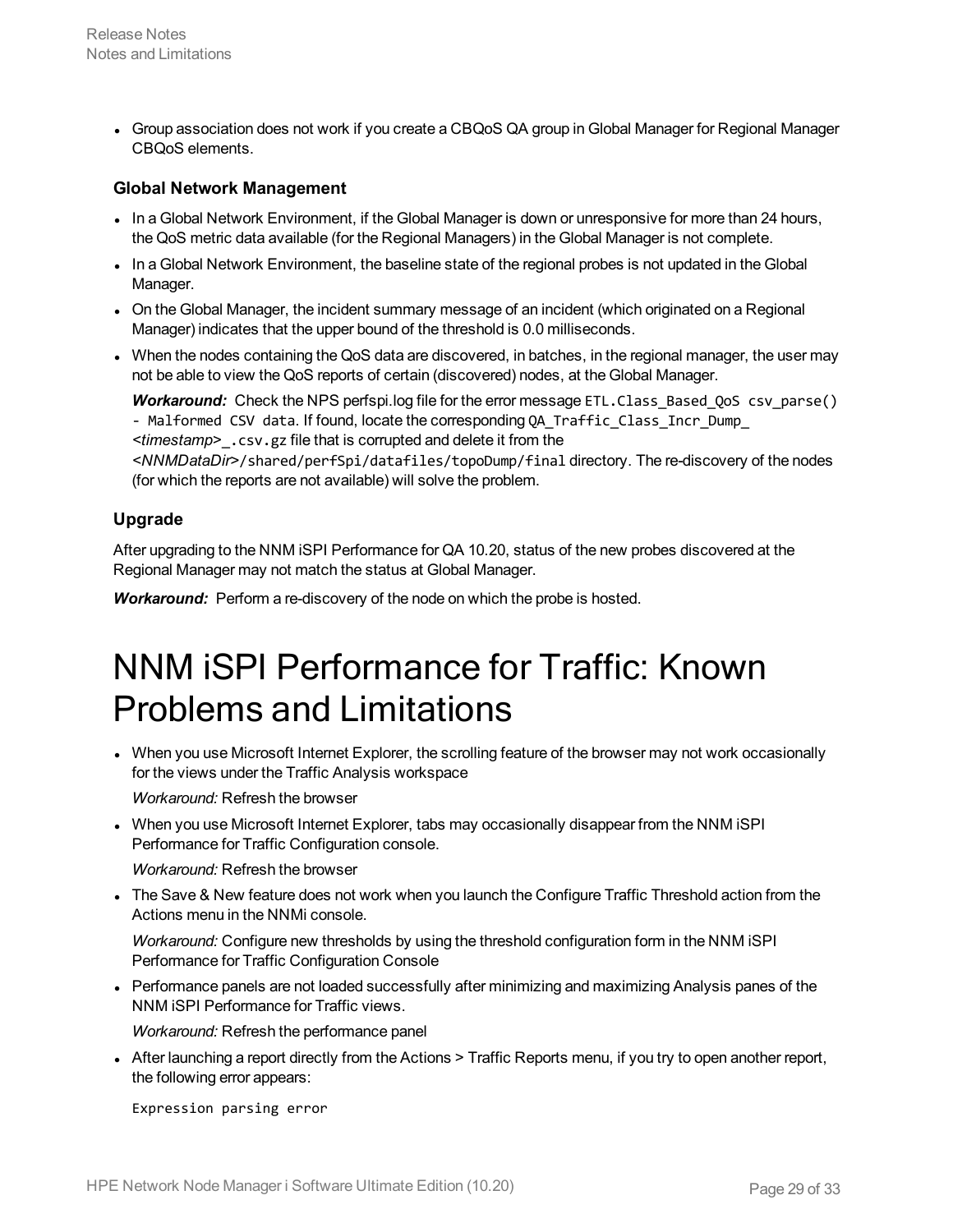- Group association does not work if you create a CBQoS QA group in Global Manager for Regional Manager CBQoS elements.

### Global Network Management

- In a Global Network Environment, if the Global Manager is down or unresponsive for more than 24 hours, the QoS metric data available (for the Regional Managers) in the Global Manager is not complete.
- In a Global Network Environment, the baseline state of the regional probes is not updated in the Global Manager.
- On the Global Manager, the incident summary message of an incident (which originated on a Regional Manager) indicates that the upper bound of the threshold is 0.0 milliseconds.
- When the nodes containing the QoS data are discovered, in batches, in the regional manager, the user may not be able to view the QoS reports of certain (discovered) nodes, at the Global Manager.

  ***Workaround:*** Check the NPS perfspi.log file for the error message `ETL.Class_Based_QoS csv_parse() - Malformed CSV data`. If found, locate the corresponding `QA_Traffic_Class_Incr_Dump_`*<timestamp>*`_.csv.gz` file that is corrupted and delete it from the *<NNMDataDir>*`/shared/perfSpi/datafiles/topoDump/final` directory. The re-discovery of the nodes (for which the reports are not available) will solve the problem.

### Upgrade

After upgrading to the NNM iSPI Performance for QA 10.20, status of the new probes discovered at the Regional Manager may not match the status at Global Manager.

***Workaround:*** Perform a re-discovery of the node on which the probe is hosted.

# NNM iSPI Performance for Traffic: Known Problems and Limitations

- When you use Microsoft Internet Explorer, the scrolling feature of the browser may not work occasionally for the views under the Traffic Analysis workspace

  *Workaround:* Refresh the browser

- When you use Microsoft Internet Explorer, tabs may occasionally disappear from the NNM iSPI Performance for Traffic Configuration console.

  *Workaround:* Refresh the browser

- The Save & New feature does not work when you launch the Configure Traffic Threshold action from the Actions menu in the NNMi console.

  *Workaround:* Configure new thresholds by using the threshold configuration form in the NNM iSPI Performance for Traffic Configuration Console

- Performance panels are not loaded successfully after minimizing and maximizing Analysis panes of the NNM iSPI Performance for Traffic views.

  *Workaround:* Refresh the performance panel

- After launching a report directly from the Actions > Traffic Reports menu, if you try to open another report, the following error appears:

  ```
  Expression parsing error
  ```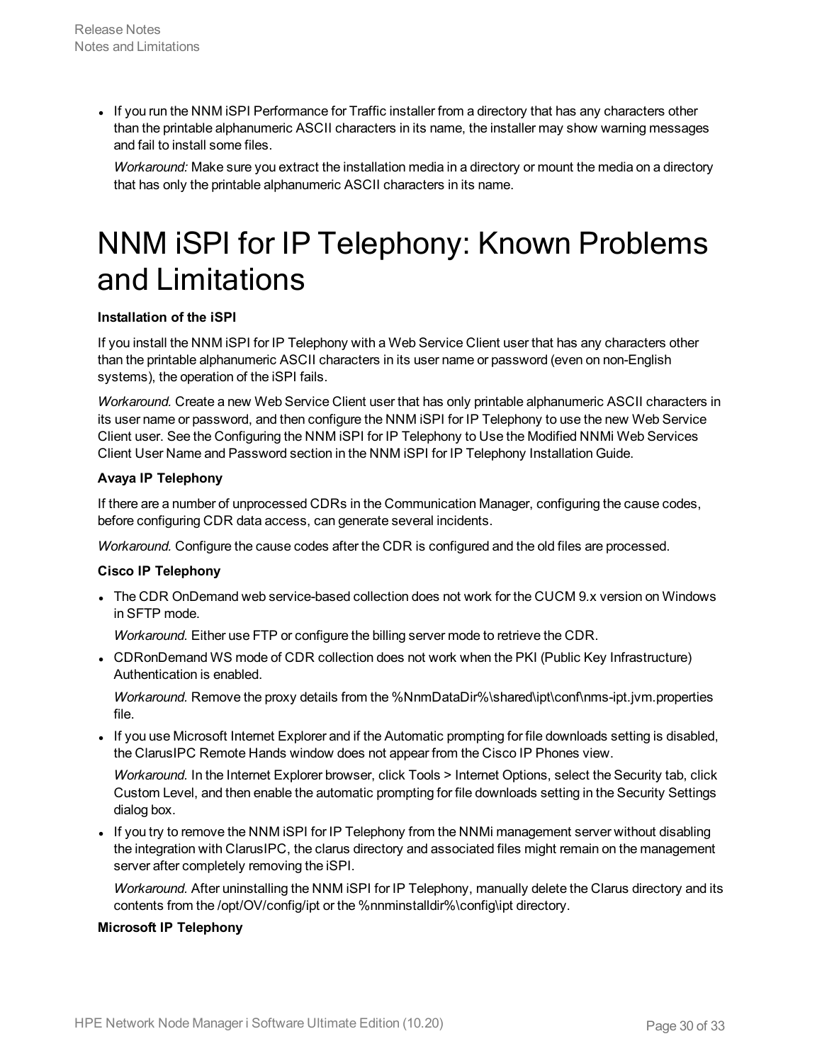- If you run the NNM iSPI Performance for Traffic installer from a directory that has any characters other than the printable alphanumeric ASCII characters in its name, the installer may show warning messages and fail to install some files.

  *Workaround:* Make sure you extract the installation media in a directory or mount the media on a directory that has only the printable alphanumeric ASCII characters in its name.

# NNM iSPI for IP Telephony: Known Problems and Limitations

**Installation of the iSPI**

If you install the NNM iSPI for IP Telephony with a Web Service Client user that has any characters other than the printable alphanumeric ASCII characters in its user name or password (even on non-English systems), the operation of the iSPI fails.

*Workaround.* Create a new Web Service Client user that has only printable alphanumeric ASCII characters in its user name or password, and then configure the NNM iSPI for IP Telephony to use the new Web Service Client user. See the Configuring the NNM iSPI for IP Telephony to Use the Modified NNMi Web Services Client User Name and Password section in the NNM iSPI for IP Telephony Installation Guide.

**Avaya IP Telephony**

If there are a number of unprocessed CDRs in the Communication Manager, configuring the cause codes, before configuring CDR data access, can generate several incidents.

*Workaround.* Configure the cause codes after the CDR is configured and the old files are processed.

**Cisco IP Telephony**

- The CDR OnDemand web service-based collection does not work for the CUCM 9.x version on Windows in SFTP mode.

  *Workaround.* Either use FTP or configure the billing server mode to retrieve the CDR.

- CDROnDemand WS mode of CDR collection does not work when the PKI (Public Key Infrastructure) Authentication is enabled.

  *Workaround.* Remove the proxy details from the %NnmDataDir%\shared\ipt\conf\nms-ipt.jvm.properties file.

- If you use Microsoft Internet Explorer and if the Automatic prompting for file downloads setting is disabled, the ClarusIPC Remote Hands window does not appear from the Cisco IP Phones view.

  *Workaround.* In the Internet Explorer browser, click Tools > Internet Options, select the Security tab, click Custom Level, and then enable the automatic prompting for file downloads setting in the Security Settings dialog box.

- If you try to remove the NNM iSPI for IP Telephony from the NNMi management server without disabling the integration with ClarusIPC, the clarus directory and associated files might remain on the management server after completely removing the iSPI.

  *Workaround.* After uninstalling the NNM iSPI for IP Telephony, manually delete the Clarus directory and its contents from the /opt/OV/config/ipt or the %nnminstalldir%\config\ipt directory.

**Microsoft IP Telephony**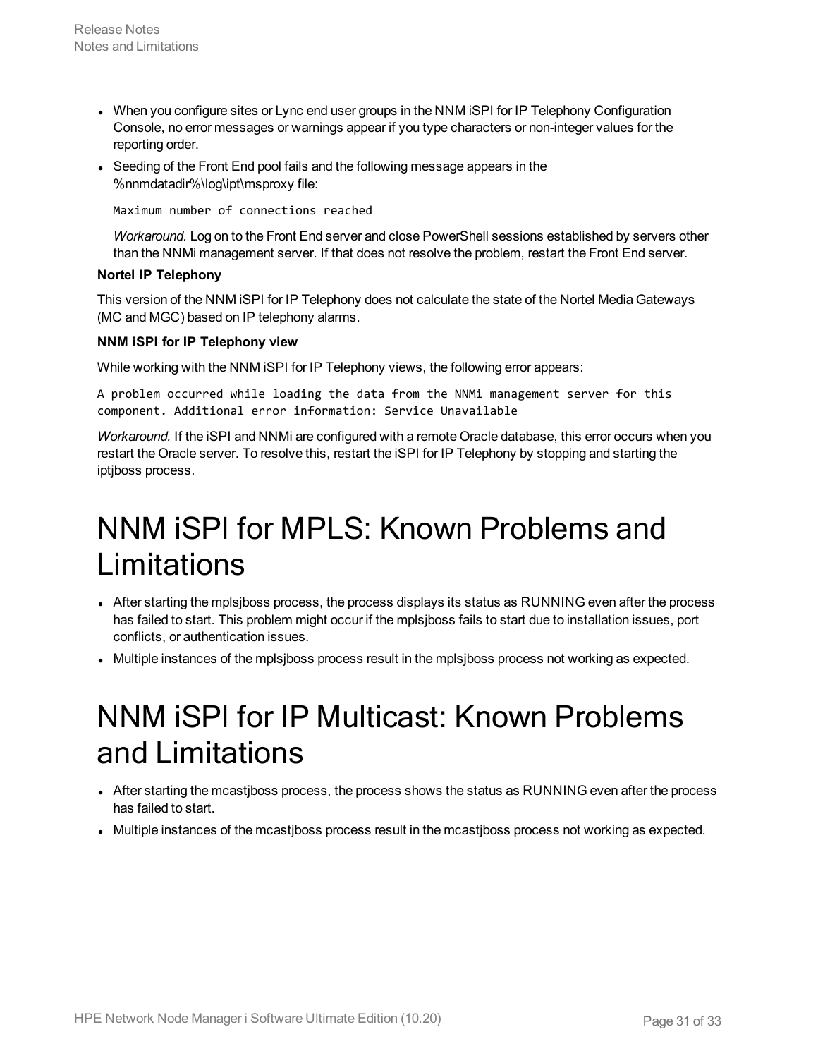- When you configure sites or Lync end user groups in the NNM iSPI for IP Telephony Configuration Console, no error messages or warnings appear if you type characters or non-integer values for the reporting order.
- Seeding of the Front End pool fails and the following message appears in the %nnmdatadir%\log\ipt\msproxy file:

  ```
  Maximum number of connections reached
  ```

  *Workaround.* Log on to the Front End server and close PowerShell sessions established by servers other than the NNMi management server. If that does not resolve the problem, restart the Front End server.

**Nortel IP Telephony**

This version of the NNM iSPI for IP Telephony does not calculate the state of the Nortel Media Gateways (MC and MGC) based on IP telephony alarms.

**NNM iSPI for IP Telephony view**

While working with the NNM iSPI for IP Telephony views, the following error appears:

```
A problem occurred while loading the data from the NNMi management server for this component. Additional error information: Service Unavailable
```

*Workaround.* If the iSPI and NNMi are configured with a remote Oracle database, this error occurs when you restart the Oracle server. To resolve this, restart the iSPI for IP Telephony by stopping and starting the iptjboss process.

# NNM iSPI for MPLS: Known Problems and Limitations

- After starting the mplsjboss process, the process displays its status as RUNNING even after the process has failed to start. This problem might occur if the mplsjboss fails to start due to installation issues, port conflicts, or authentication issues.
- Multiple instances of the mplsjboss process result in the mplsjboss process not working as expected.

# NNM iSPI for IP Multicast: Known Problems and Limitations

- After starting the mcastjboss process, the process shows the status as RUNNING even after the process has failed to start.
- Multiple instances of the mcastjboss process result in the mcastjboss process not working as expected.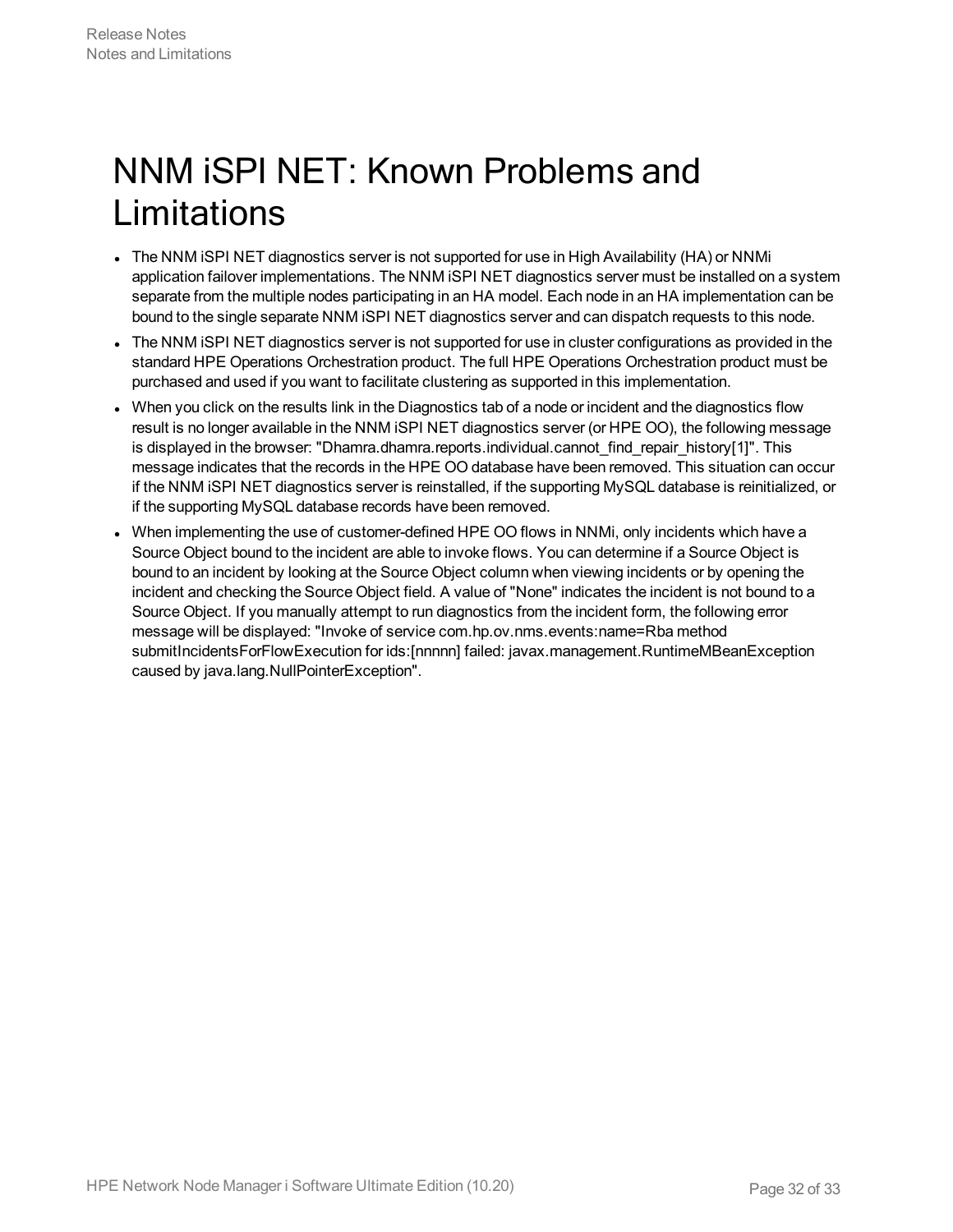# NNM iSPI NET: Known Problems and Limitations

- The NNM iSPI NET diagnostics server is not supported for use in High Availability (HA) or NNMi application failover implementations. The NNM iSPI NET diagnostics server must be installed on a system separate from the multiple nodes participating in an HA model. Each node in an HA implementation can be bound to the single separate NNM iSPI NET diagnostics server and can dispatch requests to this node.
- The NNM iSPI NET diagnostics server is not supported for use in cluster configurations as provided in the standard HPE Operations Orchestration product. The full HPE Operations Orchestration product must be purchased and used if you want to facilitate clustering as supported in this implementation.
- When you click on the results link in the Diagnostics tab of a node or incident and the diagnostics flow result is no longer available in the NNM iSPI NET diagnostics server (or HPE OO), the following message is displayed in the browser: "Dhamra.dhamra.reports.individual.cannot_find_repair_history[1]". This message indicates that the records in the HPE OO database have been removed. This situation can occur if the NNM iSPI NET diagnostics server is reinstalled, if the supporting MySQL database is reinitialized, or if the supporting MySQL database records have been removed.
- When implementing the use of customer-defined HPE OO flows in NNMi, only incidents which have a Source Object bound to the incident are able to invoke flows. You can determine if a Source Object is bound to an incident by looking at the Source Object column when viewing incidents or by opening the incident and checking the Source Object field. A value of "None" indicates the incident is not bound to a Source Object. If you manually attempt to run diagnostics from the incident form, the following error message will be displayed: "Invoke of service com.hp.ov.nms.events:name=Rba method submitIncidentsForFlowExecution for ids:[nnnnn] failed: javax.management.RuntimeMBeanException caused by java.lang.NullPointerException".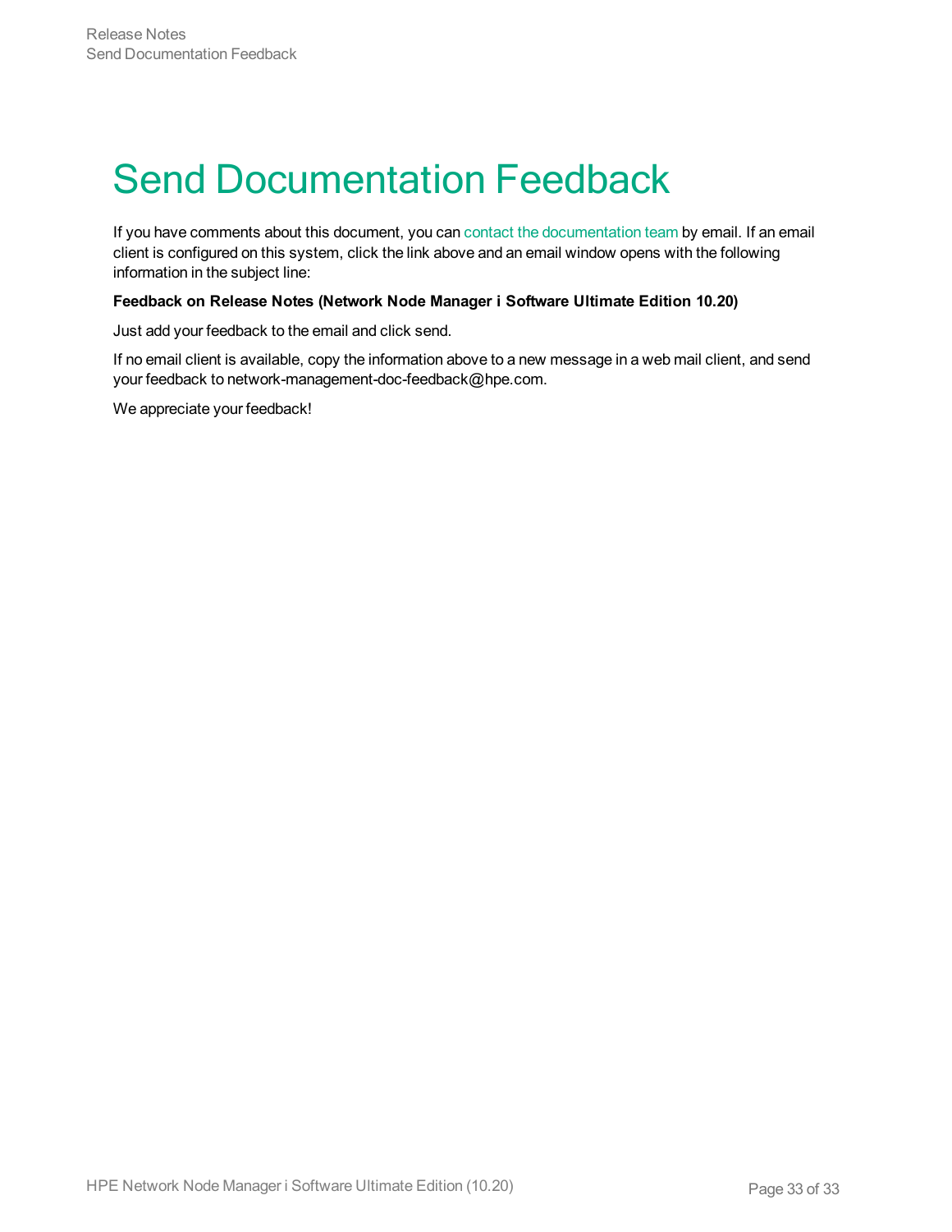# Send Documentation Feedback

If you have comments about this document, you can contact the documentation team by email. If an email client is configured on this system, click the link above and an email window opens with the following information in the subject line:

**Feedback on Release Notes (Network Node Manager i Software Ultimate Edition 10.20)**

Just add your feedback to the email and click send.

If no email client is available, copy the information above to a new message in a web mail client, and send your feedback to network-management-doc-feedback@hpe.com.

We appreciate your feedback!